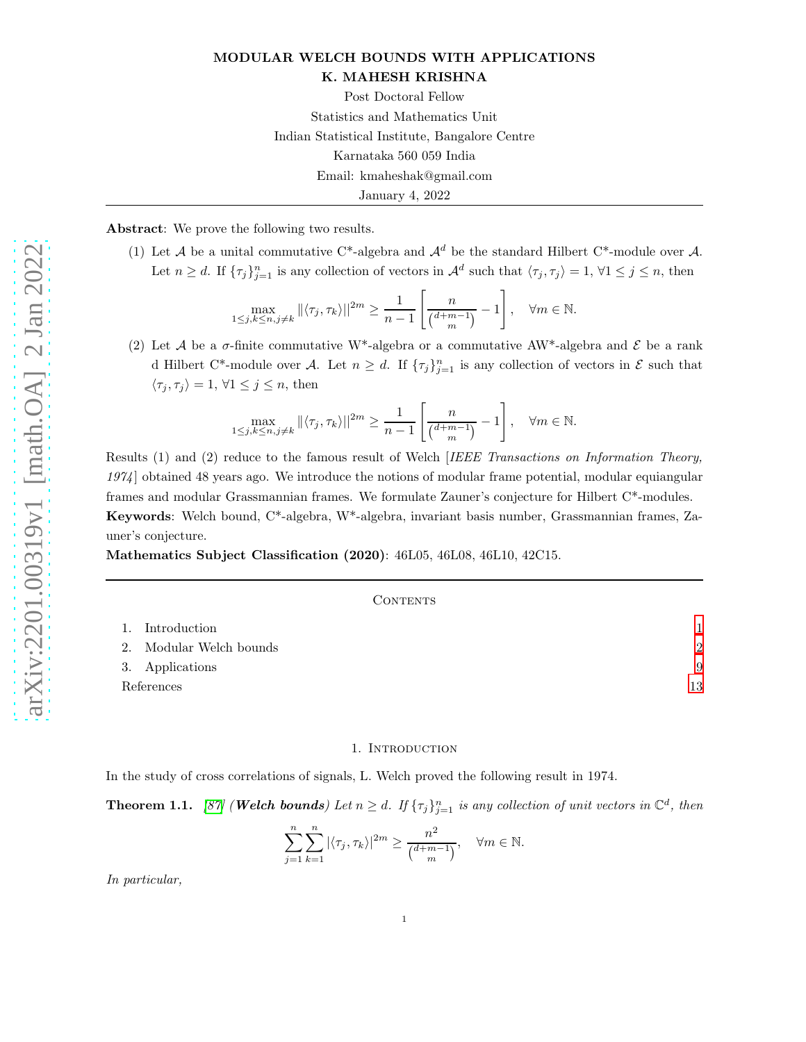# MODULAR WELCH BOUNDS WITH APPLICATIONS

**K. MAHESH KRISHNA**

Post Doctoral Fellow

Statistics and Mathematics Unit

Indian Statistical Institute, Bangalore Centre

Karnataka 560 059 India

Email: kmaheshak@gmail.com

January 4, 2022

---

**Abstract**: We prove the following two results.

(1) Let $\mathcal{A}$ be a unital commutative C*-algebra and $\mathcal{A}^d$ be the standard Hilbert C*-module over $\mathcal{A}$. Let $n \geq d$. If $\{\tau_j\}_{j=1}^n$ is any collection of vectors in $\mathcal{A}^d$ such that $\langle \tau_j, \tau_j \rangle = 1$, $\forall 1 \leq j \leq n$, then

$$\max_{1\leq j,k\leq n, j\neq k} \|\langle \tau_j, \tau_k\rangle\|^{2m} \geq \frac{1}{n-1}\left[\frac{n}{\binom{d+m-1}{m}}-1\right], \quad \forall m \in \mathbb{N}.$$

(2) Let $\mathcal{A}$ be a $\sigma$-finite commutative W*-algebra or a commutative AW*-algebra and $\mathcal{E}$ be a rank d Hilbert C*-module over $\mathcal{A}$. Let $n \geq d$. If $\{\tau_j\}_{j=1}^n$ is any collection of vectors in $\mathcal{E}$ such that $\langle \tau_j, \tau_j \rangle = 1$, $\forall 1 \leq j \leq n$, then

$$\max_{1\leq j,k\leq n, j\neq k} \|\langle \tau_j, \tau_k\rangle\|^{2m} \geq \frac{1}{n-1}\left[\frac{n}{\binom{d+m-1}{m}}-1\right], \quad \forall m \in \mathbb{N}.$$

Results (1) and (2) reduce to the famous result of Welch [*IEEE Transactions on Information Theory, 1974*] obtained 48 years ago. We introduce the notions of modular frame potential, modular equiangular frames and modular Grassmannian frames. We formulate Zauner's conjecture for Hilbert C*-modules.

**Keywords**: Welch bound, C*-algebra, W*-algebra, invariant basis number, Grassmannian frames, Zauner's conjecture.

**Mathematics Subject Classification (2020)**: 46L05, 46L08, 46L10, 42C15.

---

CONTENTS

1. Introduction 1
2. Modular Welch bounds 2
3. Applications 9

References 13

## 1. Introduction

In the study of cross correlations of signals, L. Welch proved the following result in 1974.

**Theorem 1.1.** [87] ***(Welch bounds)*** *Let $n \geq d$. If $\{\tau_j\}_{j=1}^n$ is any collection of unit vectors in $\mathbb{C}^d$, then*

$$\sum_{j=1}^{n}\sum_{k=1}^{n} |\langle \tau_j, \tau_k\rangle|^{2m} \geq \frac{n^2}{\binom{d+m-1}{m}}, \quad \forall m \in \mathbb{N}.$$

*In particular,*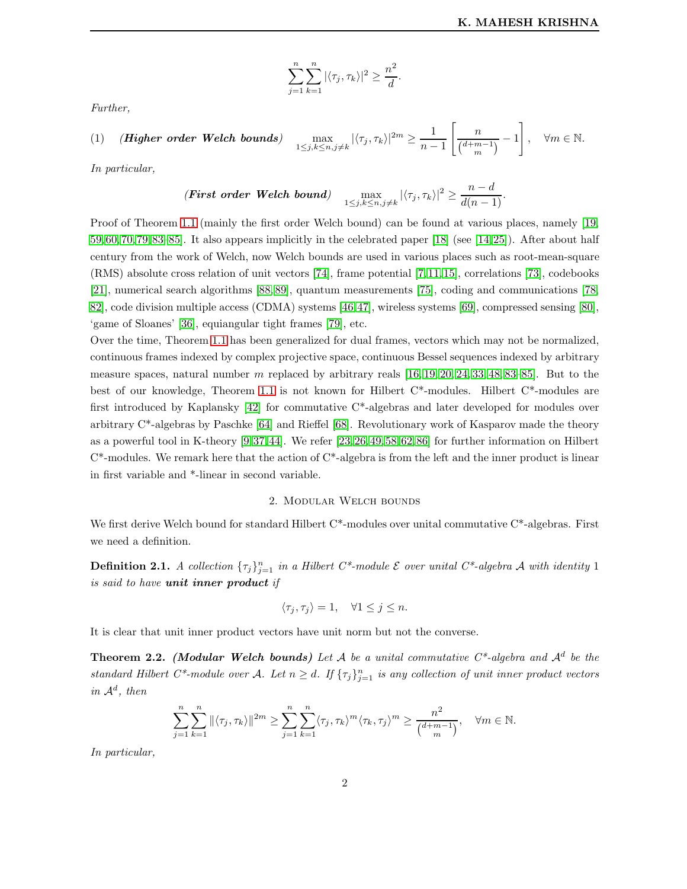$$\sum_{j=1}^{n}\sum_{k=1}^{n}|\langle\tau_j,\tau_k\rangle|^2\geq\frac{n^2}{d}.$$

*Further,*

$$(1)\quad \textbf{\textit{(Higher order Welch bounds)}}\quad \max_{1\leq j,k\leq n, j\neq k}|\langle\tau_j,\tau_k\rangle|^{2m}\geq\frac{1}{n-1}\left[\frac{n}{\binom{d+m-1}{m}}-1\right],\quad \forall m\in\mathbb{N}.$$

*In particular,*

$$\textbf{\textit{(First order Welch bound)}}\quad \max_{1\leq j,k\leq n, j\neq k}|\langle\tau_j,\tau_k\rangle|^{2}\geq\frac{n-d}{d(n-1)}.$$

Proof of Theorem 1.1 (mainly the first order Welch bound) can be found at various places, namely [19, 59, 60, 70, 79, 83, 85]. It also appears implicitly in the celebrated paper [18] (see [14, 25]). After about half century from the work of Welch, now Welch bounds are used in various places such as root-mean-square (RMS) absolute cross relation of unit vectors [74], frame potential [7, 11, 15], correlations [73], codebooks [21], numerical search algorithms [88, 89], quantum measurements [75], coding and communications [78, 82], code division multiple access (CDMA) systems [46, 47], wireless systems [69], compressed sensing [80], 'game of Sloanes' [36], equiangular tight frames [79], etc.

Over the time, Theorem 1.1 has been generalized for dual frames, vectors which may not be normalized, continuous frames indexed by complex projective space, continuous Bessel sequences indexed by arbitrary measure spaces, natural number $m$ replaced by arbitrary reals [16, 19, 20, 24, 33, 48, 83–85]. But to the best of our knowledge, Theorem 1.1 is not known for Hilbert C*-modules. Hilbert C*-modules are first introduced by Kaplansky [42] for commutative C*-algebras and later developed for modules over arbitrary C*-algebras by Paschke [64] and Rieffel [68]. Revolutionary work of Kasparov made the theory as a powerful tool in K-theory [9, 37, 44]. We refer [23, 26, 49, 58, 62, 86] for further information on Hilbert C*-modules. We remark here that the action of C*-algebra is from the left and the inner product is linear in first variable and *-linear in second variable.

## 2. Modular Welch bounds

We first derive Welch bound for standard Hilbert C*-modules over unital commutative C*-algebras. First we need a definition.

**Definition 2.1.** *A collection $\{\tau_j\}_{j=1}^n$ in a Hilbert C*-module $\mathcal{E}$ over unital C*-algebra $\mathcal{A}$ with identity 1 is said to have* ***unit inner product*** *if*

$$\langle\tau_j,\tau_j\rangle=1,\quad \forall 1\leq j\leq n.$$

It is clear that unit inner product vectors have unit norm but not the converse.

**Theorem 2.2.** ***(Modular Welch bounds)*** *Let $\mathcal{A}$ be a unital commutative C*-algebra and $\mathcal{A}^d$ be the standard Hilbert C*-module over $\mathcal{A}$. Let $n\geq d$. If $\{\tau_j\}_{j=1}^n$ is any collection of unit inner product vectors in $\mathcal{A}^d$, then*

$$\sum_{j=1}^{n}\sum_{k=1}^{n}\|\langle\tau_j,\tau_k\rangle\|^{2m}\geq\sum_{j=1}^{n}\sum_{k=1}^{n}\langle\tau_j,\tau_k\rangle^m\langle\tau_k,\tau_j\rangle^m\geq\frac{n^2}{\binom{d+m-1}{m}},\quad \forall m\in\mathbb{N}.$$

*In particular,*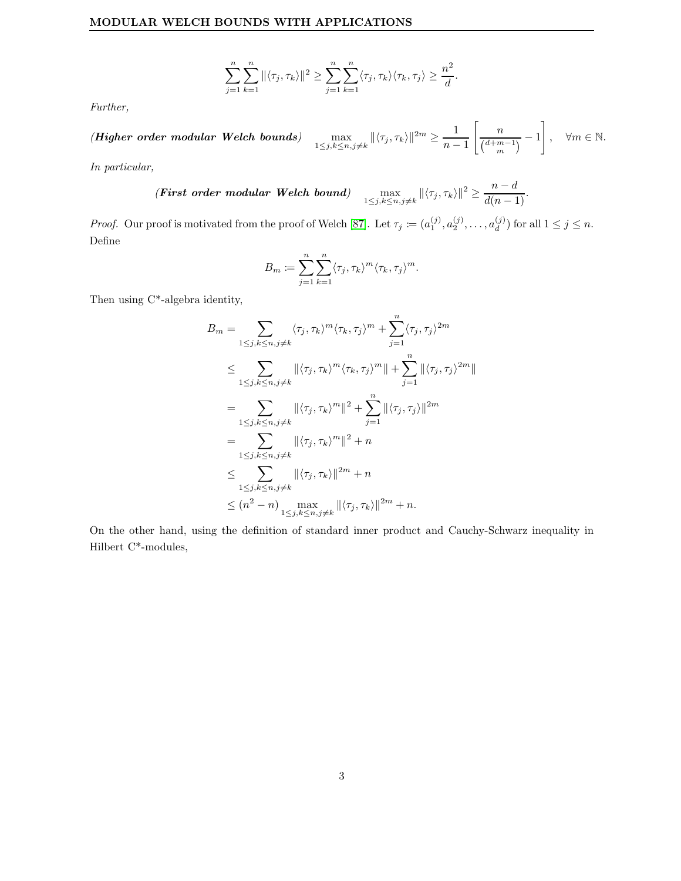$$\sum_{j=1}^{n}\sum_{k=1}^{n}\|\langle\tau_j,\tau_k\rangle\|^2 \geq \sum_{j=1}^{n}\sum_{k=1}^{n}\langle\tau_j,\tau_k\rangle\langle\tau_k,\tau_j\rangle \geq \frac{n^2}{d}.$$

*Further,*

***(Higher order modular Welch bounds)***
$$\max_{1\leq j,k\leq n, j\neq k}\|\langle\tau_j,\tau_k\rangle\|^{2m} \geq \frac{1}{n-1}\left[\frac{n}{\binom{d+m-1}{m}}-1\right], \quad \forall m\in\mathbb{N}.$$

*In particular,*

***(First order modular Welch bound)***
$$\max_{1\leq j,k\leq n, j\neq k}\|\langle\tau_j,\tau_k\rangle\|^{2} \geq \frac{n-d}{d(n-1)}.$$

*Proof.* Our proof is motivated from the proof of Welch [87]. Let $\tau_j \coloneqq (a_1^{(j)}, a_2^{(j)}, \dots, a_d^{(j)})$ for all $1\leq j\leq n$. Define

$$B_m \coloneqq \sum_{j=1}^{n}\sum_{k=1}^{n}\langle\tau_j,\tau_k\rangle^m\langle\tau_k,\tau_j\rangle^m.$$

Then using C*-algebra identity,

$$\begin{aligned}
B_m &= \sum_{1\leq j,k\leq n, j\neq k}\langle\tau_j,\tau_k\rangle^m\langle\tau_k,\tau_j\rangle^m + \sum_{j=1}^{n}\langle\tau_j,\tau_j\rangle^{2m}\\
&\leq \sum_{1\leq j,k\leq n, j\neq k}\|\langle\tau_j,\tau_k\rangle^m\langle\tau_k,\tau_j\rangle^m\| + \sum_{j=1}^{n}\|\langle\tau_j,\tau_j\rangle^{2m}\|\\
&= \sum_{1\leq j,k\leq n, j\neq k}\|\langle\tau_j,\tau_k\rangle^m\|^2 + \sum_{j=1}^{n}\|\langle\tau_j,\tau_j\rangle\|^{2m}\\
&= \sum_{1\leq j,k\leq n, j\neq k}\|\langle\tau_j,\tau_k\rangle^m\|^2 + n\\
&\leq \sum_{1\leq j,k\leq n, j\neq k}\|\langle\tau_j,\tau_k\rangle\|^{2m} + n\\
&\leq (n^2-n)\max_{1\leq j,k\leq n, j\neq k}\|\langle\tau_j,\tau_k\rangle\|^{2m} + n.
\end{aligned}$$

On the other hand, using the definition of standard inner product and Cauchy-Schwarz inequality in Hilbert C*-modules,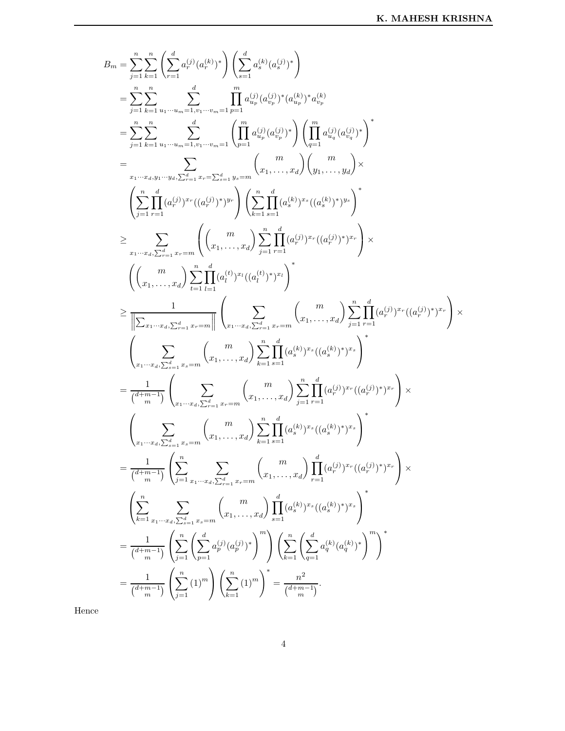$$
\begin{aligned}
B_m &= \sum_{j=1}^{n}\sum_{k=1}^{n}\left(\sum_{r=1}^{d} a_r^{(j)}(a_r^{(k)})^*\right)\left(\sum_{s=1}^{d} a_s^{(k)}(a_s^{(j)})^*\right)\\
&= \sum_{j=1}^{n}\sum_{k=1}^{n}\sum_{u_1\cdots u_m=1,v_1\cdots v_m=1}^{d}\prod_{p=1}^{m} a_{u_p}^{(j)}(a_{v_p}^{(j)})^*(a_{u_p}^{(k)})^* a_{v_p}^{(k)}\\
&= \sum_{j=1}^{n}\sum_{k=1}^{n}\sum_{u_1\cdots u_m=1,v_1\cdots v_m=1}^{d}\left(\prod_{p=1}^{m} a_{u_p}^{(j)}(a_{v_p}^{(j)})^*\right)\left(\prod_{q=1}^{m} a_{u_q}^{(j)}(a_{v_q}^{(j)})^*\right)^*\\
&= \sum_{x_1\cdots x_d,y_1\cdots y_d,\sum_{r=1}^{d}x_r=\sum_{s=1}^{d}y_s=m}\binom{m}{x_1,\dots,x_d}\binom{m}{y_1,\dots,y_d}\times\\
&\quad\left(\sum_{j=1}^{n}\prod_{r=1}^{d}(a_r^{(j)})^{x_r}((a_r^{(j)})^*)^{y_r}\right)\left(\sum_{k=1}^{n}\prod_{s=1}^{d}(a_s^{(k)})^{x_s}((a_s^{(k)})^*)^{y_s}\right)^*\\
&\geq \sum_{x_1\cdots x_d,\sum_{r=1}^{d}x_r=m}\left(\binom{m}{x_1,\dots,x_d}\sum_{j=1}^{n}\prod_{r=1}^{d}(a_r^{(j)})^{x_r}((a_r^{(j)})^*)^{x_r}\right)\times\\
&\quad\left(\binom{m}{x_1,\dots,x_d}\sum_{t=1}^{n}\prod_{l=1}^{d}(a_l^{(t)})^{x_l}((a_l^{(t)})^*)^{x_l}\right)^*\\
&\geq \frac{1}{\left\|\sum_{x_1\cdots x_d,\sum_{r=1}^{d}x_r=m}\right\|}\left(\sum_{x_1\cdots x_d,\sum_{r=1}^{d}x_r=m}\binom{m}{x_1,\dots,x_d}\sum_{j=1}^{n}\prod_{r=1}^{d}(a_r^{(j)})^{x_r}((a_r^{(j)})^*)^{x_r}\right)\times\\
&\quad\left(\sum_{x_1\cdots x_d,\sum_{s=1}^{d}x_s=m}\binom{m}{x_1,\dots,x_d}\sum_{k=1}^{n}\prod_{s=1}^{d}(a_s^{(k)})^{x_s}((a_s^{(k)})^*)^{x_s}\right)^*\\
&= \frac{1}{\binom{d+m-1}{m}}\left(\sum_{x_1\cdots x_d,\sum_{r=1}^{d}x_r=m}\binom{m}{x_1,\dots,x_d}\sum_{j=1}^{n}\prod_{r=1}^{d}(a_r^{(j)})^{x_r}((a_r^{(j)})^*)^{x_r}\right)\times\\
&\quad\left(\sum_{x_1\cdots x_d,\sum_{s=1}^{d}x_s=m}\binom{m}{x_1,\dots,x_d}\sum_{k=1}^{n}\prod_{s=1}^{d}(a_s^{(k)})^{x_s}((a_s^{(k)})^*)^{x_s}\right)^*\\
&= \frac{1}{\binom{d+m-1}{m}}\left(\sum_{j=1}^{n}\sum_{x_1\cdots x_d,\sum_{r=1}^{d}x_r=m}\binom{m}{x_1,\dots,x_d}\prod_{r=1}^{d}(a_r^{(j)})^{x_r}((a_r^{(j)})^*)^{x_r}\right)\times\\
&\quad\left(\sum_{k=1}^{n}\sum_{x_1\cdots x_d,\sum_{s=1}^{d}x_s=m}\binom{m}{x_1,\dots,x_d}\prod_{s=1}^{d}(a_s^{(k)})^{x_s}((a_s^{(k)})^*)^{x_s}\right)^*\\
&= \frac{1}{\binom{d+m-1}{m}}\left(\sum_{j=1}^{n}\left(\sum_{p=1}^{d}a_p^{(j)}(a_p^{(j)})^*\right)^m\right)\left(\sum_{k=1}^{n}\left(\sum_{q=1}^{d}a_q^{(k)}(a_q^{(k)})^*\right)^m\right)^*\\
&= \frac{1}{\binom{d+m-1}{m}}\left(\sum_{j=1}^{n}(1)^m\right)\left(\sum_{k=1}^{n}(1)^m\right)^* = \frac{n^2}{\binom{d+m-1}{m}}.
\end{aligned}
$$

Hence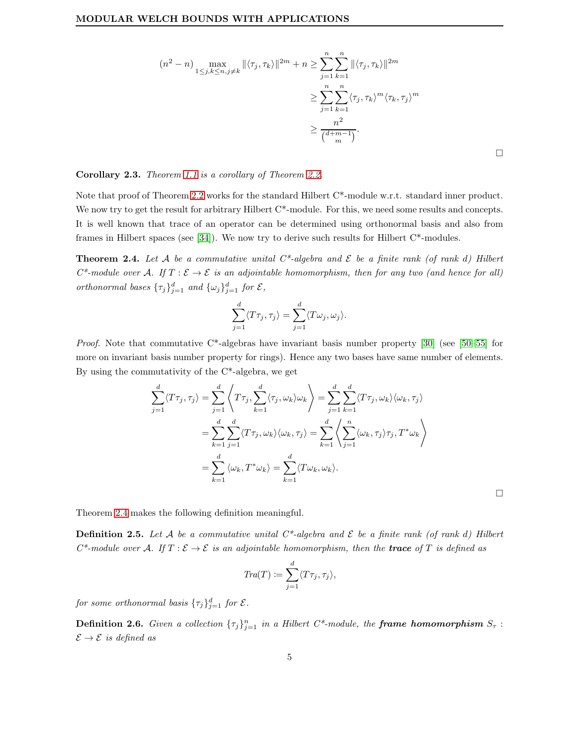$$
\begin{aligned}
(n^2-n)\max_{1\leq j,k\leq n, j\neq k}\|\langle \tau_j,\tau_k\rangle\|^{2m}+n &\geq \sum_{j=1}^{n}\sum_{k=1}^{n}\|\langle \tau_j,\tau_k\rangle\|^{2m}\\
&\geq \sum_{j=1}^{n}\sum_{k=1}^{n}\langle \tau_j,\tau_k\rangle^m\langle \tau_k,\tau_j\rangle^m\\
&\geq \frac{n^2}{\binom{d+m-1}{m}}.
\end{aligned}
$$

□

**Corollary 2.3.** *Theorem 1.1 is a corollary of Theorem 2.2.*

Note that proof of Theorem 2.2 works for the standard Hilbert C*-module w.r.t. standard inner product. We now try to get the result for arbitrary Hilbert C*-module. For this, we need some results and concepts. It is well known that trace of an operator can be determined using orthonormal basis and also from frames in Hilbert spaces (see [34]). We now try to derive such results for Hilbert C*-modules.

**Theorem 2.4.** *Let $\mathcal{A}$ be a commutative unital C*-algebra and $\mathcal{E}$ be a finite rank (of rank $d$) Hilbert C*-module over $\mathcal{A}$. If $T:\mathcal{E}\to\mathcal{E}$ is an adjointable homomorphism, then for any two (and hence for all) orthonormal bases $\{\tau_j\}_{j=1}^d$ and $\{\omega_j\}_{j=1}^d$ for $\mathcal{E}$,*

$$
\sum_{j=1}^{d}\langle T\tau_j,\tau_j\rangle=\sum_{j=1}^{d}\langle T\omega_j,\omega_j\rangle.
$$

*Proof.* Note that commutative C*-algebras have invariant basis number property [30] (see [50–55] for more on invariant basis number property for rings). Hence any two bases have same number of elements. By using the commutativity of the C*-algebra, we get

$$
\begin{aligned}
\sum_{j=1}^{d}\langle T\tau_j,\tau_j\rangle &= \sum_{j=1}^{d}\left\langle T\tau_j,\sum_{k=1}^{d}\langle \tau_j,\omega_k\rangle\omega_k\right\rangle=\sum_{j=1}^{d}\sum_{k=1}^{d}\langle T\tau_j,\omega_k\rangle\langle \omega_k,\tau_j\rangle\\
&=\sum_{k=1}^{d}\sum_{j=1}^{d}\langle T\tau_j,\omega_k\rangle\langle \omega_k,\tau_j\rangle=\sum_{k=1}^{d}\left\langle \sum_{j=1}^{n}\langle \omega_k,\tau_j\rangle\tau_j,T^*\omega_k\right\rangle\\
&=\sum_{k=1}^{d}\langle \omega_k,T^*\omega_k\rangle=\sum_{k=1}^{d}\langle T\omega_k,\omega_k\rangle.
\end{aligned}
$$

□

Theorem 2.4 makes the following definition meaningful.

**Definition 2.5.** *Let $\mathcal{A}$ be a commutative unital C*-algebra and $\mathcal{E}$ be a finite rank (of rank $d$) Hilbert C*-module over $\mathcal{A}$. If $T:\mathcal{E}\to\mathcal{E}$ is an adjointable homomorphism, then the* ***trace*** *of $T$ is defined as*

$$
Tra(T):=\sum_{j=1}^{d}\langle T\tau_j,\tau_j\rangle,
$$

*for some orthonormal basis $\{\tau_j\}_{j=1}^d$ for $\mathcal{E}$.*

**Definition 2.6.** *Given a collection $\{\tau_j\}_{j=1}^n$ in a Hilbert C*-module, the* ***frame homomorphism*** *$S_\tau:\mathcal{E}\to\mathcal{E}$ is defined as*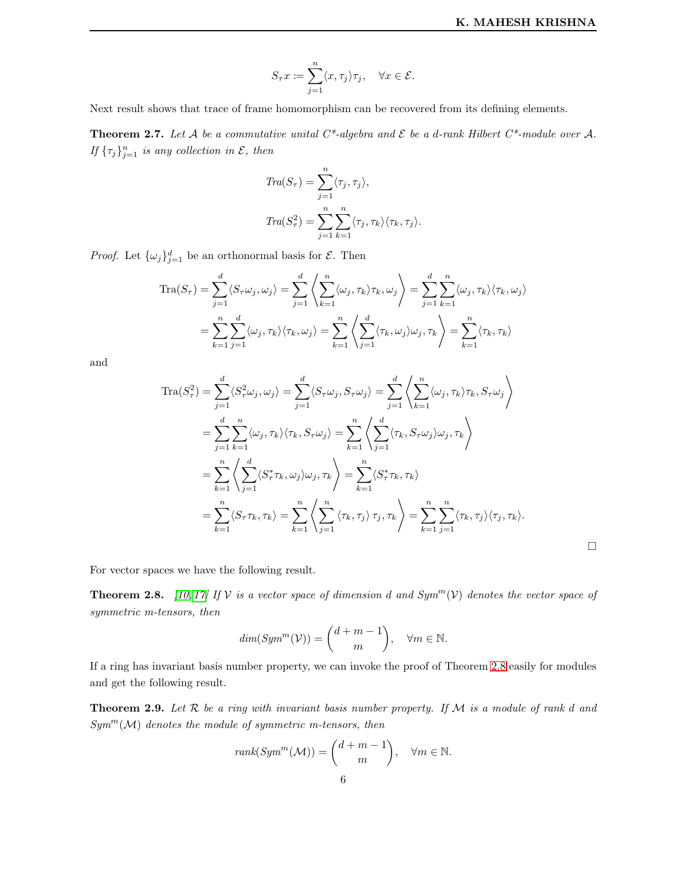$$S_\tau x := \sum_{j=1}^{n} \langle x, \tau_j \rangle \tau_j, \quad \forall x \in \mathcal{E}.$$

Next result shows that trace of frame homomorphism can be recovered from its defining elements.

**Theorem 2.7.** *Let $\mathcal{A}$ be a commutative unital C\*-algebra and $\mathcal{E}$ be a d-rank Hilbert C\*-module over $\mathcal{A}$. If $\{\tau_j\}_{j=1}^n$ is any collection in $\mathcal{E}$, then*

$$Tra(S_\tau) = \sum_{j=1}^{n} \langle \tau_j, \tau_j \rangle,$$
$$Tra(S_\tau^2) = \sum_{j=1}^{n} \sum_{k=1}^{n} \langle \tau_j, \tau_k \rangle \langle \tau_k, \tau_j \rangle.$$

*Proof.* Let $\{\omega_j\}_{j=1}^d$ be an orthonormal basis for $\mathcal{E}$. Then

$$\begin{aligned}
\mathrm{Tra}(S_\tau) &= \sum_{j=1}^{d} \langle S_\tau \omega_j, \omega_j \rangle = \sum_{j=1}^{d} \left\langle \sum_{k=1}^{n} \langle \omega_j, \tau_k \rangle \tau_k, \omega_j \right\rangle = \sum_{j=1}^{d} \sum_{k=1}^{n} \langle \omega_j, \tau_k \rangle \langle \tau_k, \omega_j \rangle \\
&= \sum_{k=1}^{n} \sum_{j=1}^{d} \langle \omega_j, \tau_k \rangle \langle \tau_k, \omega_j \rangle = \sum_{k=1}^{n} \left\langle \sum_{j=1}^{d} \langle \tau_k, \omega_j \rangle \omega_j, \tau_k \right\rangle = \sum_{k=1}^{n} \langle \tau_k, \tau_k \rangle
\end{aligned}$$

and

$$\begin{aligned}
\mathrm{Tra}(S_\tau^2) &= \sum_{j=1}^{d} \langle S_\tau^2 \omega_j, \omega_j \rangle = \sum_{j=1}^{d} \langle S_\tau \omega_j, S_\tau \omega_j \rangle = \sum_{j=1}^{d} \left\langle \sum_{k=1}^{n} \langle \omega_j, \tau_k \rangle \tau_k, S_\tau \omega_j \right\rangle \\
&= \sum_{j=1}^{d} \sum_{k=1}^{n} \langle \omega_j, \tau_k \rangle \langle \tau_k, S_\tau \omega_j \rangle = \sum_{k=1}^{n} \left\langle \sum_{j=1}^{d} \langle \tau_k, S_\tau \omega_j \rangle \omega_j, \tau_k \right\rangle \\
&= \sum_{k=1}^{n} \left\langle \sum_{j=1}^{d} \langle S_\tau^* \tau_k, \omega_j \rangle \omega_j, \tau_k \right\rangle = \sum_{k=1}^{n} \langle S_\tau^* \tau_k, \tau_k \rangle \\
&= \sum_{k=1}^{n} \langle S_\tau \tau_k, \tau_k \rangle = \sum_{k=1}^{n} \left\langle \sum_{j=1}^{n} \langle \tau_k, \tau_j \rangle \tau_j, \tau_k \right\rangle = \sum_{k=1}^{n} \sum_{j=1}^{n} \langle \tau_k, \tau_j \rangle \langle \tau_j, \tau_k \rangle.
\end{aligned}$$

□

For vector spaces we have the following result.

**Theorem 2.8.** [10, 17] *If $\mathcal{V}$ is a vector space of dimension d and $Sym^m(\mathcal{V})$ denotes the vector space of symmetric m-tensors, then*

$$dim(Sym^m(\mathcal{V})) = \binom{d+m-1}{m}, \quad \forall m \in \mathbb{N}.$$

If a ring has invariant basis number property, we can invoke the proof of Theorem 2.8 easily for modules and get the following result.

**Theorem 2.9.** *Let $\mathcal{R}$ be a ring with invariant basis number property. If $\mathcal{M}$ is a module of rank d and $Sym^m(\mathcal{M})$ denotes the module of symmetric m-tensors, then*

$$rank(Sym^m(\mathcal{M})) = \binom{d+m-1}{m}, \quad \forall m \in \mathbb{N}.$$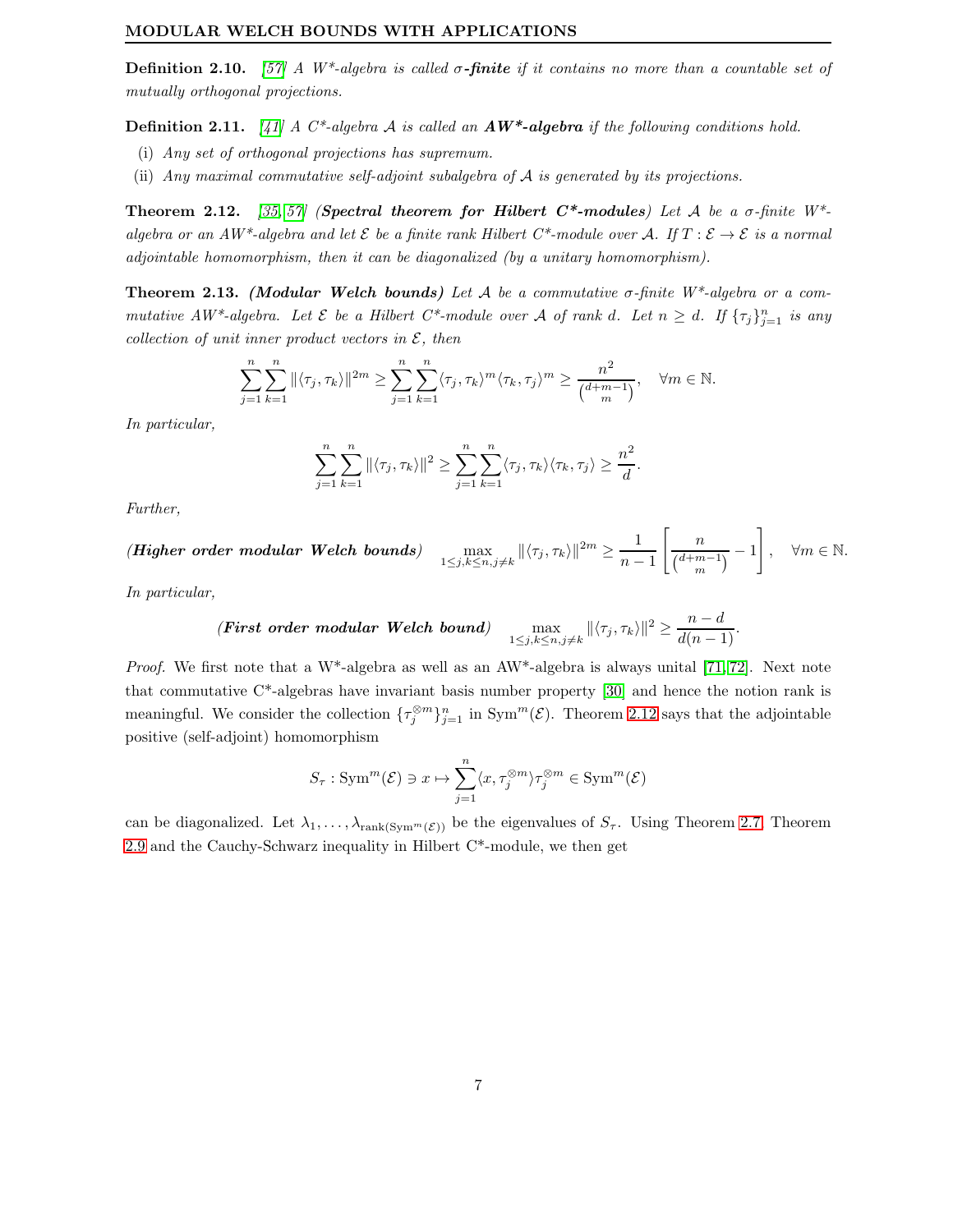**Definition 2.10.** *[57] A W\*-algebra is called **σ-finite** if it contains no more than a countable set of mutually orthogonal projections.*

**Definition 2.11.** *[41] A C\*-algebra $\mathcal{A}$ is called an **AW\*-algebra** if the following conditions hold.*

- (i) *Any set of orthogonal projections has supremum.*
- (ii) *Any maximal commutative self-adjoint subalgebra of $\mathcal{A}$ is generated by its projections.*

**Theorem 2.12.** *[35, 57] **(Spectral theorem for Hilbert C\*-modules)** Let $\mathcal{A}$ be a σ-finite W\*-algebra or an AW\*-algebra and let $\mathcal{E}$ be a finite rank Hilbert C\*-module over $\mathcal{A}$. If $T : \mathcal{E} \to \mathcal{E}$ is a normal adjointable homomorphism, then it can be diagonalized (by a unitary homomorphism).*

**Theorem 2.13.** ***(Modular Welch bounds)*** *Let $\mathcal{A}$ be a commutative σ-finite W\*-algebra or a commutative AW\*-algebra. Let $\mathcal{E}$ be a Hilbert C\*-module over $\mathcal{A}$ of rank $d$. Let $n \geq d$. If $\{\tau_j\}_{j=1}^n$ is any collection of unit inner product vectors in $\mathcal{E}$, then*

$$\sum_{j=1}^{n}\sum_{k=1}^{n}\|\langle \tau_j, \tau_k\rangle\|^{2m} \geq \sum_{j=1}^{n}\sum_{k=1}^{n}\langle \tau_j, \tau_k\rangle^{m}\langle \tau_k, \tau_j\rangle^{m} \geq \frac{n^2}{\binom{d+m-1}{m}}, \quad \forall m \in \mathbb{N}.$$

*In particular,*

$$\sum_{j=1}^{n}\sum_{k=1}^{n}\|\langle \tau_j, \tau_k\rangle\|^{2} \geq \sum_{j=1}^{n}\sum_{k=1}^{n}\langle \tau_j, \tau_k\rangle\langle \tau_k, \tau_j\rangle \geq \frac{n^2}{d}.$$

*Further,*

***(Higher order modular Welch bounds)***

$$\max_{1 \leq j,k \leq n, j \neq k}\|\langle \tau_j, \tau_k\rangle\|^{2m} \geq \frac{1}{n-1}\left[\frac{n}{\binom{d+m-1}{m}} - 1\right], \quad \forall m \in \mathbb{N}.$$

*In particular,*

***(First order modular Welch bound)***

$$\max_{1 \leq j,k \leq n, j \neq k}\|\langle \tau_j, \tau_k\rangle\|^{2} \geq \frac{n-d}{d(n-1)}.$$

*Proof.* We first note that a W\*-algebra as well as an AW\*-algebra is always unital [71, 72]. Next note that commutative C\*-algebras have invariant basis number property [30] and hence the notion rank is meaningful. We consider the collection $\{\tau_j^{\otimes m}\}_{j=1}^n$ in $\text{Sym}^m(\mathcal{E})$. Theorem 2.12 says that the adjointable positive (self-adjoint) homomorphism

$$S_\tau : \text{Sym}^m(\mathcal{E}) \ni x \mapsto \sum_{j=1}^{n}\langle x, \tau_j^{\otimes m}\rangle\tau_j^{\otimes m} \in \text{Sym}^m(\mathcal{E})$$

can be diagonalized. Let $\lambda_1, \dots, \lambda_{\text{rank}(\text{Sym}^m(\mathcal{E}))}$ be the eigenvalues of $S_\tau$. Using Theorem 2.7, Theorem 2.9 and the Cauchy-Schwarz inequality in Hilbert C\*-module, we then get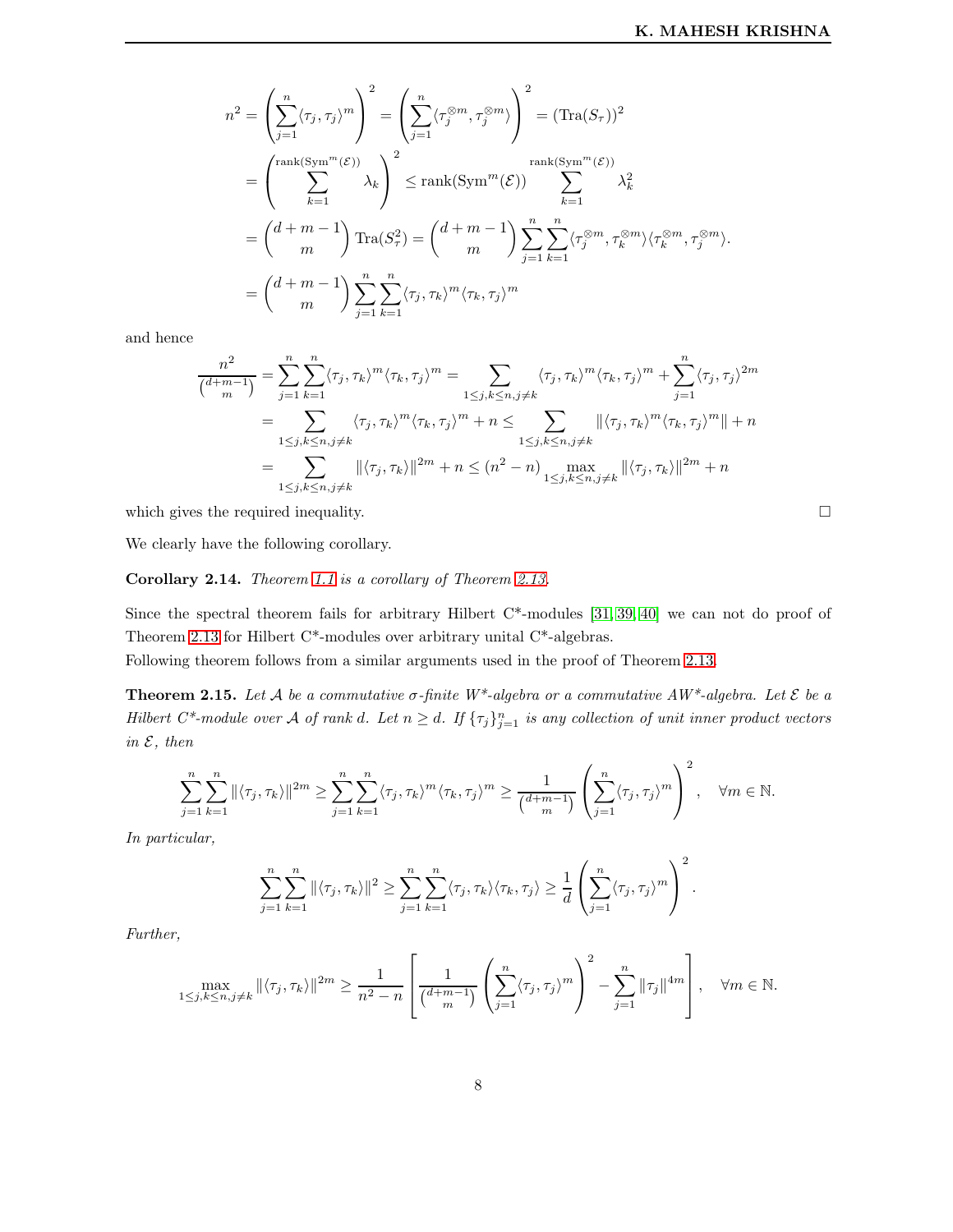$$
\begin{aligned}
n^2 &= \left(\sum_{j=1}^{n}\langle \tau_j, \tau_j\rangle^m\right)^2 = \left(\sum_{j=1}^{n}\langle \tau_j^{\otimes m}, \tau_j^{\otimes m}\rangle\right)^2 = (\operatorname{Tra}(S_\tau))^2 \\
&= \left(\sum_{k=1}^{\operatorname{rank}(\operatorname{Sym}^m(\mathcal{E}))}\lambda_k\right)^2 \leq \operatorname{rank}(\operatorname{Sym}^m(\mathcal{E}))\sum_{k=1}^{\operatorname{rank}(\operatorname{Sym}^m(\mathcal{E}))}\lambda_k^2 \\
&= \binom{d+m-1}{m}\operatorname{Tra}(S_\tau^2) = \binom{d+m-1}{m}\sum_{j=1}^{n}\sum_{k=1}^{n}\langle \tau_j^{\otimes m}, \tau_k^{\otimes m}\rangle\langle \tau_k^{\otimes m}, \tau_j^{\otimes m}\rangle. \\
&= \binom{d+m-1}{m}\sum_{j=1}^{n}\sum_{k=1}^{n}\langle \tau_j, \tau_k\rangle^m\langle \tau_k, \tau_j\rangle^m
\end{aligned}
$$

and hence

$$
\begin{aligned}
\frac{n^2}{\binom{d+m-1}{m}} &= \sum_{j=1}^{n}\sum_{k=1}^{n}\langle \tau_j, \tau_k\rangle^m\langle \tau_k, \tau_j\rangle^m = \sum_{1\leq j,k\leq n, j\neq k}\langle \tau_j, \tau_k\rangle^m\langle \tau_k, \tau_j\rangle^m + \sum_{j=1}^{n}\langle \tau_j, \tau_j\rangle^{2m} \\
&= \sum_{1\leq j,k\leq n, j\neq k}\langle \tau_j, \tau_k\rangle^m\langle \tau_k, \tau_j\rangle^m + n \leq \sum_{1\leq j,k\leq n, j\neq k}\|\langle \tau_j, \tau_k\rangle^m\langle \tau_k, \tau_j\rangle^m\| + n \\
&= \sum_{1\leq j,k\leq n, j\neq k}\|\langle \tau_j, \tau_k\rangle\|^{2m} + n \leq (n^2-n)\max_{1\leq j,k\leq n, j\neq k}\|\langle \tau_j, \tau_k\rangle\|^{2m} + n
\end{aligned}
$$

which gives the required inequality. □

We clearly have the following corollary.

**Corollary 2.14.** *Theorem 1.1 is a corollary of Theorem 2.13.*

Since the spectral theorem fails for arbitrary Hilbert C*-modules [31, 39, 40] we can not do proof of Theorem 2.13 for Hilbert C*-modules over arbitrary unital C*-algebras.
Following theorem follows from a similar arguments used in the proof of Theorem 2.13.

**Theorem 2.15.** *Let $\mathcal{A}$ be a commutative $\sigma$-finite W*-algebra or a commutative AW*-algebra. Let $\mathcal{E}$ be a Hilbert C*-module over $\mathcal{A}$ of rank $d$. Let $n \geq d$. If $\{\tau_j\}_{j=1}^n$ is any collection of unit inner product vectors in $\mathcal{E}$, then*

$$
\sum_{j=1}^{n}\sum_{k=1}^{n}\|\langle \tau_j, \tau_k\rangle\|^{2m} \geq \sum_{j=1}^{n}\sum_{k=1}^{n}\langle \tau_j, \tau_k\rangle^m\langle \tau_k, \tau_j\rangle^m \geq \frac{1}{\binom{d+m-1}{m}}\left(\sum_{j=1}^{n}\langle \tau_j, \tau_j\rangle^m\right)^2, \quad \forall m \in \mathbb{N}.
$$

*In particular,*

$$
\sum_{j=1}^{n}\sum_{k=1}^{n}\|\langle \tau_j, \tau_k\rangle\|^{2} \geq \sum_{j=1}^{n}\sum_{k=1}^{n}\langle \tau_j, \tau_k\rangle\langle \tau_k, \tau_j\rangle \geq \frac{1}{d}\left(\sum_{j=1}^{n}\langle \tau_j, \tau_j\rangle^m\right)^2.
$$

*Further,*

$$
\max_{1\leq j,k\leq n, j\neq k}\|\langle \tau_j, \tau_k\rangle\|^{2m} \geq \frac{1}{n^2-n}\left[\frac{1}{\binom{d+m-1}{m}}\left(\sum_{j=1}^{n}\langle \tau_j, \tau_j\rangle^m\right)^2 - \sum_{j=1}^{n}\|\tau_j\|^{4m}\right], \quad \forall m \in \mathbb{N}.
$$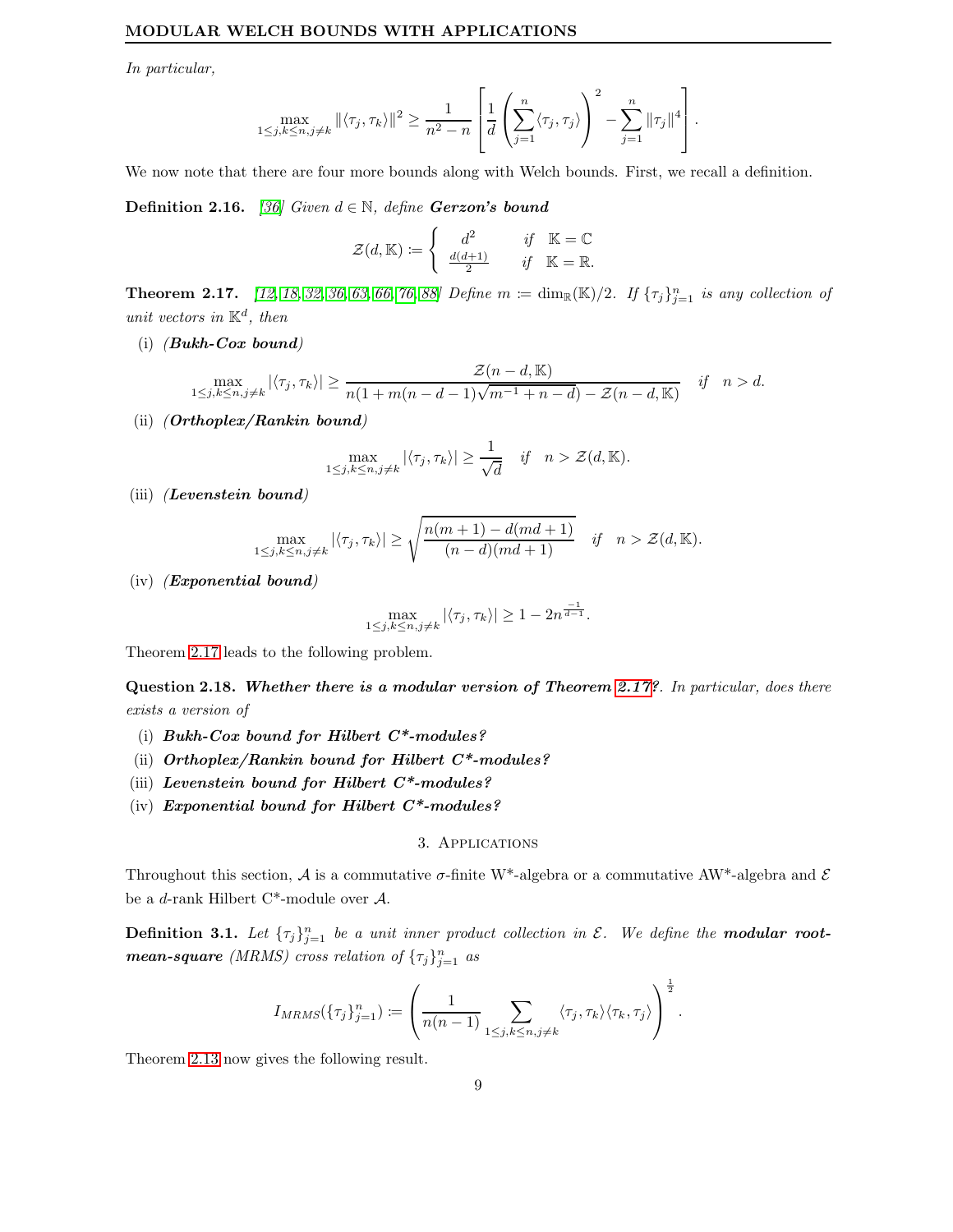*In particular,*

$$\max_{1\leq j,k\leq n, j\neq k}\|\langle \tau_j, \tau_k\rangle\|^2 \geq \frac{1}{n^2-n}\left[\frac{1}{d}\left(\sum_{j=1}^{n}\langle \tau_j, \tau_j\rangle\right)^2-\sum_{j=1}^{n}\|\tau_j\|^4\right].$$

We now note that there are four more bounds along with Welch bounds. First, we recall a definition.

**Definition 2.16.** *[36] Given $d\in\mathbb{N}$, define* ***Gerzon's bound***

$$\mathcal{Z}(d,\mathbb{K}) \coloneqq \begin{cases} d^2 & \text{if} \quad \mathbb{K}=\mathbb{C} \\ \frac{d(d+1)}{2} & \text{if} \quad \mathbb{K}=\mathbb{R}. \end{cases}$$

**Theorem 2.17.** *[12, 18, 32, 36, 63, 66, 76, 88] Define $m\coloneqq \dim_{\mathbb{R}}(\mathbb{K})/2$. If $\{\tau_j\}_{j=1}^n$ is any collection of unit vectors in $\mathbb{K}^d$, then*

(i) ***(Bukh-Cox bound)***

$$\max_{1\leq j,k\leq n, j\neq k}|\langle \tau_j, \tau_k\rangle| \geq \frac{\mathcal{Z}(n-d,\mathbb{K})}{n(1+m(n-d-1)\sqrt{m^{-1}+n-d})-\mathcal{Z}(n-d,\mathbb{K})} \quad \text{if} \quad n>d.$$

(ii) ***(Orthoplex/Rankin bound)***

$$\max_{1\leq j,k\leq n, j\neq k}|\langle \tau_j, \tau_k\rangle| \geq \frac{1}{\sqrt{d}} \quad \text{if} \quad n>\mathcal{Z}(d,\mathbb{K}).$$

(iii) ***(Levenstein bound)***

$$\max_{1\leq j,k\leq n, j\neq k}|\langle \tau_j, \tau_k\rangle| \geq \sqrt{\frac{n(m+1)-d(md+1)}{(n-d)(md+1)}} \quad \text{if} \quad n>\mathcal{Z}(d,\mathbb{K}).$$

(iv) ***(Exponential bound)***

$$\max_{1\leq j,k\leq n, j\neq k}|\langle \tau_j, \tau_k\rangle| \geq 1-2n^{\frac{-1}{d-1}}.$$

Theorem 2.17 leads to the following problem.

**Question 2.18.** ***Whether there is a modular version of Theorem 2.17?****. In particular, does there exists a version of*

(i) ***Bukh-Cox bound for Hilbert C\*-modules?***
(ii) ***Orthoplex/Rankin bound for Hilbert C\*-modules?***
(iii) ***Levenstein bound for Hilbert C\*-modules?***
(iv) ***Exponential bound for Hilbert C\*-modules?***

## 3. Applications

Throughout this section, $\mathcal{A}$ is a commutative $\sigma$-finite W\*-algebra or a commutative AW\*-algebra and $\mathcal{E}$ be a $d$-rank Hilbert C\*-module over $\mathcal{A}$.

**Definition 3.1.** *Let $\{\tau_j\}_{j=1}^n$ be a unit inner product collection in $\mathcal{E}$. We define the* ***modular root-mean-square*** *(MRMS) cross relation of $\{\tau_j\}_{j=1}^n$ as*

$$I_{MRMS}(\{\tau_j\}_{j=1}^n) \coloneqq \left(\frac{1}{n(n-1)}\sum_{1\leq j,k\leq n, j\neq k}\langle \tau_j, \tau_k\rangle\langle \tau_k, \tau_j\rangle\right)^{\frac{1}{2}}.$$

Theorem 2.13 now gives the following result.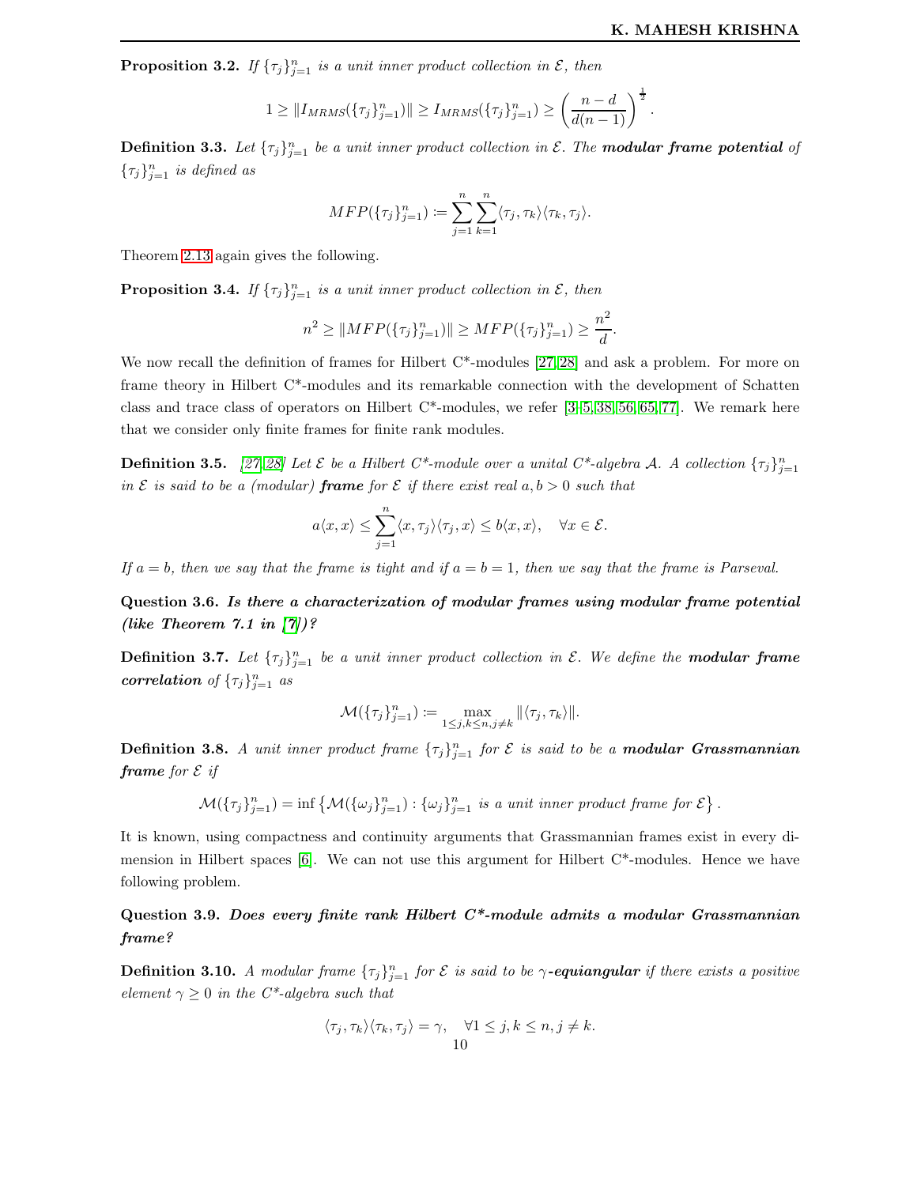**Proposition 3.2.** *If $\{\tau_j\}_{j=1}^n$ is a unit inner product collection in $\mathcal{E}$, then*

$$1 \geq \|I_{MRMS}(\{\tau_j\}_{j=1}^n)\| \geq I_{MRMS}(\{\tau_j\}_{j=1}^n) \geq \left(\frac{n-d}{d(n-1)}\right)^{\frac{1}{2}}.$$

**Definition 3.3.** *Let $\{\tau_j\}_{j=1}^n$ be a unit inner product collection in $\mathcal{E}$. The **modular frame potential** of $\{\tau_j\}_{j=1}^n$ is defined as*

$$MFP(\{\tau_j\}_{j=1}^n) \coloneqq \sum_{j=1}^n \sum_{k=1}^n \langle \tau_j, \tau_k\rangle\langle \tau_k, \tau_j\rangle.$$

Theorem 2.13 again gives the following.

**Proposition 3.4.** *If $\{\tau_j\}_{j=1}^n$ is a unit inner product collection in $\mathcal{E}$, then*

$$n^2 \geq \|MFP(\{\tau_j\}_{j=1}^n)\| \geq MFP(\{\tau_j\}_{j=1}^n) \geq \frac{n^2}{d}.$$

We now recall the definition of frames for Hilbert C*-modules [27, 28] and ask a problem. For more on frame theory in Hilbert C*-modules and its remarkable connection with the development of Schatten class and trace class of operators on Hilbert C*-modules, we refer [3–5, 38, 56, 65, 77]. We remark here that we consider only finite frames for finite rank modules.

**Definition 3.5.** *[27, 28] Let $\mathcal{E}$ be a Hilbert C*-module over a unital C*-algebra $\mathcal{A}$. A collection $\{\tau_j\}_{j=1}^n$ in $\mathcal{E}$ is said to be a (modular) **frame** for $\mathcal{E}$ if there exist real $a, b > 0$ such that*

$$a\langle x, x\rangle \leq \sum_{j=1}^n \langle x, \tau_j\rangle\langle \tau_j, x\rangle \leq b\langle x, x\rangle, \quad \forall x \in \mathcal{E}.$$

*If $a = b$, then we say that the frame is tight and if $a = b = 1$, then we say that the frame is Parseval.*

**Question 3.6.** ***Is there a characterization of modular frames using modular frame potential (like Theorem 7.1 in [7])?***

**Definition 3.7.** *Let $\{\tau_j\}_{j=1}^n$ be a unit inner product collection in $\mathcal{E}$. We define the **modular frame correlation** of $\{\tau_j\}_{j=1}^n$ as*

$$\mathcal{M}(\{\tau_j\}_{j=1}^n) \coloneqq \max_{1\leq j,k \leq n, j\neq k} \|\langle \tau_j, \tau_k\rangle\|.$$

**Definition 3.8.** *A unit inner product frame $\{\tau_j\}_{j=1}^n$ for $\mathcal{E}$ is said to be a **modular Grassmannian frame** for $\mathcal{E}$ if*

$$\mathcal{M}(\{\tau_j\}_{j=1}^n) = \inf\left\{\mathcal{M}(\{\omega_j\}_{j=1}^n) : \{\omega_j\}_{j=1}^n \text{ is a unit inner product frame for } \mathcal{E}\right\}.$$

It is known, using compactness and continuity arguments that Grassmannian frames exist in every dimension in Hilbert spaces [6]. We can not use this argument for Hilbert C*-modules. Hence we have following problem.

**Question 3.9.** ***Does every finite rank Hilbert C*-module admits a modular Grassmannian frame?***

**Definition 3.10.** *A modular frame $\{\tau_j\}_{j=1}^n$ for $\mathcal{E}$ is said to be **$\gamma$-equiangular** if there exists a positive element $\gamma \geq 0$ in the C*-algebra such that*

$$\langle \tau_j, \tau_k\rangle\langle \tau_k, \tau_j\rangle = \gamma, \quad \forall 1 \leq j, k \leq n, j \neq k.$$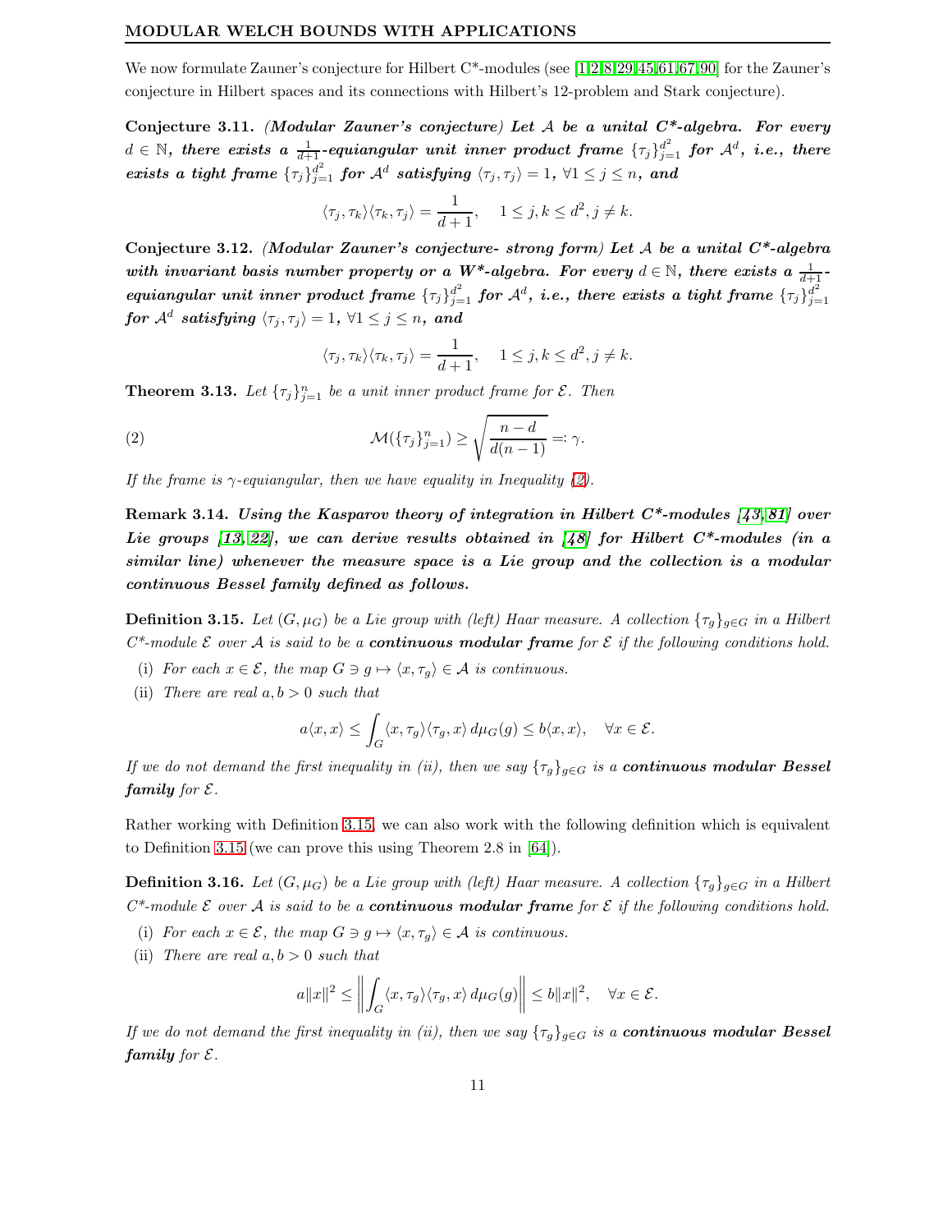We now formulate Zauner's conjecture for Hilbert C*-modules (see [1,2,8,29,45,61,67,90] for the Zauner's conjecture in Hilbert spaces and its connections with Hilbert's 12-problem and Stark conjecture).

**Conjecture 3.11.** ***(Modular Zauner's conjecture) Let $\mathcal{A}$ be a unital C*-algebra. For every $d \in \mathbb{N}$, there exists a $\frac{1}{d+1}$-equiangular unit inner product frame $\{\tau_j\}_{j=1}^{d^2}$ for $\mathcal{A}^d$, i.e., there exists a tight frame $\{\tau_j\}_{j=1}^{d^2}$ for $\mathcal{A}^d$ satisfying $\langle \tau_j, \tau_j\rangle = 1$, $\forall 1 \leq j \leq n$, and***

$$\langle \tau_j, \tau_k\rangle\langle \tau_k, \tau_j\rangle = \frac{1}{d+1}, \quad 1 \leq j, k \leq d^2, j \neq k.$$

**Conjecture 3.12.** ***(Modular Zauner's conjecture- strong form) Let $\mathcal{A}$ be a unital C*-algebra with invariant basis number property or a W*-algebra. For every $d \in \mathbb{N}$, there exists a $\frac{1}{d+1}$-equiangular unit inner product frame $\{\tau_j\}_{j=1}^{d^2}$ for $\mathcal{A}^d$, i.e., there exists a tight frame $\{\tau_j\}_{j=1}^{d^2}$ for $\mathcal{A}^d$ satisfying $\langle \tau_j, \tau_j\rangle = 1$, $\forall 1 \leq j \leq n$, and***

$$\langle \tau_j, \tau_k\rangle\langle \tau_k, \tau_j\rangle = \frac{1}{d+1}, \quad 1 \leq j, k \leq d^2, j \neq k.$$

**Theorem 3.13.** *Let $\{\tau_j\}_{j=1}^n$ be a unit inner product frame for $\mathcal{E}$. Then*

$$\mathcal{M}(\{\tau_j\}_{j=1}^n) \geq \sqrt{\frac{n-d}{d(n-1)}} =: \gamma. \tag{2}$$

*If the frame is $\gamma$-equiangular, then we have equality in Inequality (2).*

**Remark 3.14.** ***Using the Kasparov theory of integration in Hilbert C*-modules [43, 81] over Lie groups [13, 22], we can derive results obtained in [48] for Hilbert C*-modules (in a similar line) whenever the measure space is a Lie group and the collection is a modular continuous Bessel family defined as follows.***

**Definition 3.15.** *Let $(G, \mu_G)$ be a Lie group with (left) Haar measure. A collection $\{\tau_g\}_{g\in G}$ in a Hilbert C*-module $\mathcal{E}$ over $\mathcal{A}$ is said to be a* ***continuous modular frame*** *for $\mathcal{E}$ if the following conditions hold.*

- (i) *For each $x \in \mathcal{E}$, the map $G \ni g \mapsto \langle x, \tau_g\rangle \in \mathcal{A}$ is continuous.*
- (ii) *There are real $a, b > 0$ such that*

$$a\langle x, x\rangle \leq \int_G \langle x, \tau_g\rangle\langle \tau_g, x\rangle \, d\mu_G(g) \leq b\langle x, x\rangle, \quad \forall x \in \mathcal{E}.$$

*If we do not demand the first inequality in (ii), then we say $\{\tau_g\}_{g\in G}$ is a* ***continuous modular Bessel family*** *for $\mathcal{E}$.*

Rather working with Definition 3.15, we can also work with the following definition which is equivalent to Definition 3.15 (we can prove this using Theorem 2.8 in [64]).

**Definition 3.16.** *Let $(G, \mu_G)$ be a Lie group with (left) Haar measure. A collection $\{\tau_g\}_{g\in G}$ in a Hilbert C*-module $\mathcal{E}$ over $\mathcal{A}$ is said to be a* ***continuous modular frame*** *for $\mathcal{E}$ if the following conditions hold.*

- (i) *For each $x \in \mathcal{E}$, the map $G \ni g \mapsto \langle x, \tau_g\rangle \in \mathcal{A}$ is continuous.*
- (ii) *There are real $a, b > 0$ such that*

$$a\|x\|^2 \leq \left\|\int_G \langle x, \tau_g\rangle\langle \tau_g, x\rangle \, d\mu_G(g)\right\| \leq b\|x\|^2, \quad \forall x \in \mathcal{E}.$$

*If we do not demand the first inequality in (ii), then we say $\{\tau_g\}_{g\in G}$ is a* ***continuous modular Bessel family*** *for $\mathcal{E}$.*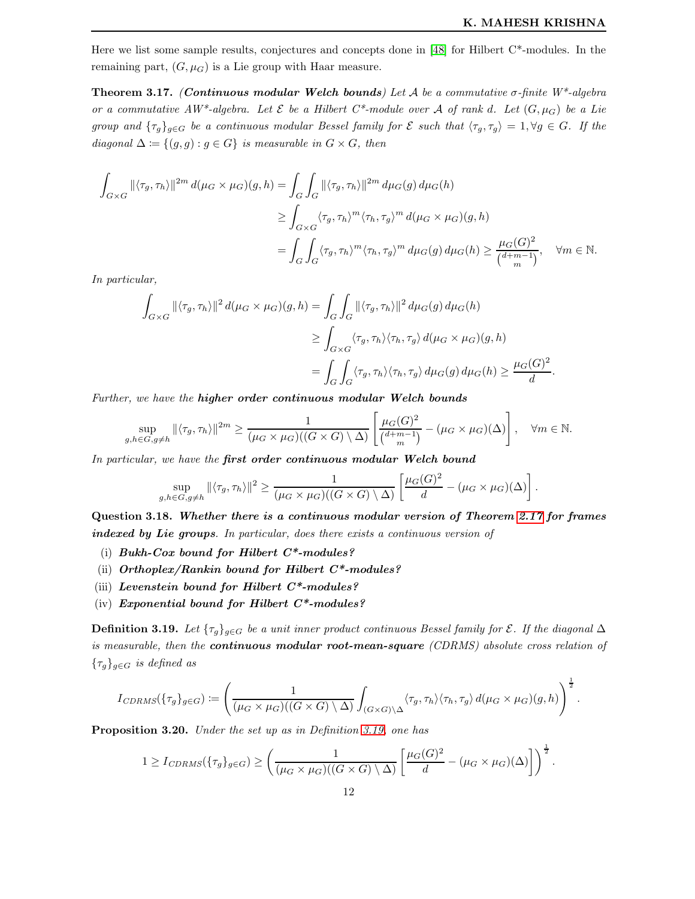Here we list some sample results, conjectures and concepts done in [48] for Hilbert C*-modules. In the remaining part, $(G, \mu_G)$ is a Lie group with Haar measure.

**Theorem 3.17.** ***(Continuous modular Welch bounds)*** *Let $\mathcal{A}$ be a commutative $\sigma$-finite W*-algebra or a commutative AW*-algebra. Let $\mathcal{E}$ be a Hilbert C*-module over $\mathcal{A}$ of rank $d$. Let $(G, \mu_G)$ be a Lie group and $\{\tau_g\}_{g\in G}$ be a continuous modular Bessel family for $\mathcal{E}$ such that $\langle \tau_g, \tau_g\rangle = 1, \forall g \in G$. If the diagonal $\Delta := \{(g, g) : g \in G\}$ is measurable in $G \times G$, then*

$$
\begin{aligned}
\int_{G\times G} \|\langle \tau_g, \tau_h\rangle\|^{2m} \, d(\mu_G \times \mu_G)(g,h) &= \int_G \int_G \|\langle \tau_g, \tau_h\rangle\|^{2m} \, d\mu_G(g)\, d\mu_G(h) \\
&\geq \int_{G\times G} \langle \tau_g, \tau_h\rangle^m \langle \tau_h, \tau_g\rangle^m \, d(\mu_G \times \mu_G)(g,h) \\
&= \int_G \int_G \langle \tau_g, \tau_h\rangle^m \langle \tau_h, \tau_g\rangle^m \, d\mu_G(g)\, d\mu_G(h) \geq \frac{\mu_G(G)^2}{\binom{d+m-1}{m}}, \quad \forall m \in \mathbb{N}.
\end{aligned}
$$

*In particular,*

$$
\begin{aligned}
\int_{G\times G} \|\langle \tau_g, \tau_h\rangle\|^{2} \, d(\mu_G \times \mu_G)(g,h) &= \int_G \int_G \|\langle \tau_g, \tau_h\rangle\|^{2} \, d\mu_G(g)\, d\mu_G(h) \\
&\geq \int_{G\times G} \langle \tau_g, \tau_h\rangle \langle \tau_h, \tau_g\rangle \, d(\mu_G \times \mu_G)(g,h) \\
&= \int_G \int_G \langle \tau_g, \tau_h\rangle \langle \tau_h, \tau_g\rangle \, d\mu_G(g)\, d\mu_G(h) \geq \frac{\mu_G(G)^2}{d}.
\end{aligned}
$$

*Further, we have the* ***higher order continuous modular Welch bounds***

$$
\sup_{g,h\in G, g\neq h} \|\langle \tau_g, \tau_h\rangle\|^{2m} \geq \frac{1}{(\mu_G \times \mu_G)((G\times G)\setminus \Delta)} \left[\frac{\mu_G(G)^2}{\binom{d+m-1}{m}} - (\mu_G \times \mu_G)(\Delta)\right], \quad \forall m \in \mathbb{N}.
$$

*In particular, we have the* ***first order continuous modular Welch bound***

$$
\sup_{g,h\in G, g\neq h} \|\langle \tau_g, \tau_h\rangle\|^{2} \geq \frac{1}{(\mu_G \times \mu_G)((G\times G)\setminus \Delta)} \left[\frac{\mu_G(G)^2}{d} - (\mu_G \times \mu_G)(\Delta)\right].
$$

**Question 3.18.** ***Whether there is a continuous modular version of Theorem 2.17 for frames indexed by Lie groups****. In particular, does there exists a continuous version of*

(i) ***Bukh-Cox bound for Hilbert C*-modules?***
(ii) ***Orthoplex/Rankin bound for Hilbert C*-modules?***
(iii) ***Levenstein bound for Hilbert C*-modules?***
(iv) ***Exponential bound for Hilbert C*-modules?***

**Definition 3.19.** *Let $\{\tau_g\}_{g\in G}$ be a unit inner product continuous Bessel family for $\mathcal{E}$. If the diagonal $\Delta$ is measurable, then the* ***continuous modular root-mean-square*** *(CDRMS) absolute cross relation of $\{\tau_g\}_{g\in G}$ is defined as*

$$
I_{CDRMS}(\{\tau_g\}_{g\in G}) := \left(\frac{1}{(\mu_G \times \mu_G)((G\times G)\setminus \Delta)} \int_{(G\times G)\setminus\Delta} \langle \tau_g, \tau_h\rangle \langle \tau_h, \tau_g\rangle \, d(\mu_G \times \mu_G)(g,h)\right)^{\frac{1}{2}}.
$$

**Proposition 3.20.** *Under the set up as in Definition 3.19, one has*

$$
1 \geq I_{CDRMS}(\{\tau_g\}_{g\in G}) \geq \left(\frac{1}{(\mu_G \times \mu_G)((G\times G)\setminus \Delta)} \left[\frac{\mu_G(G)^2}{d} - (\mu_G \times \mu_G)(\Delta)\right]\right)^{\frac{1}{2}}.
$$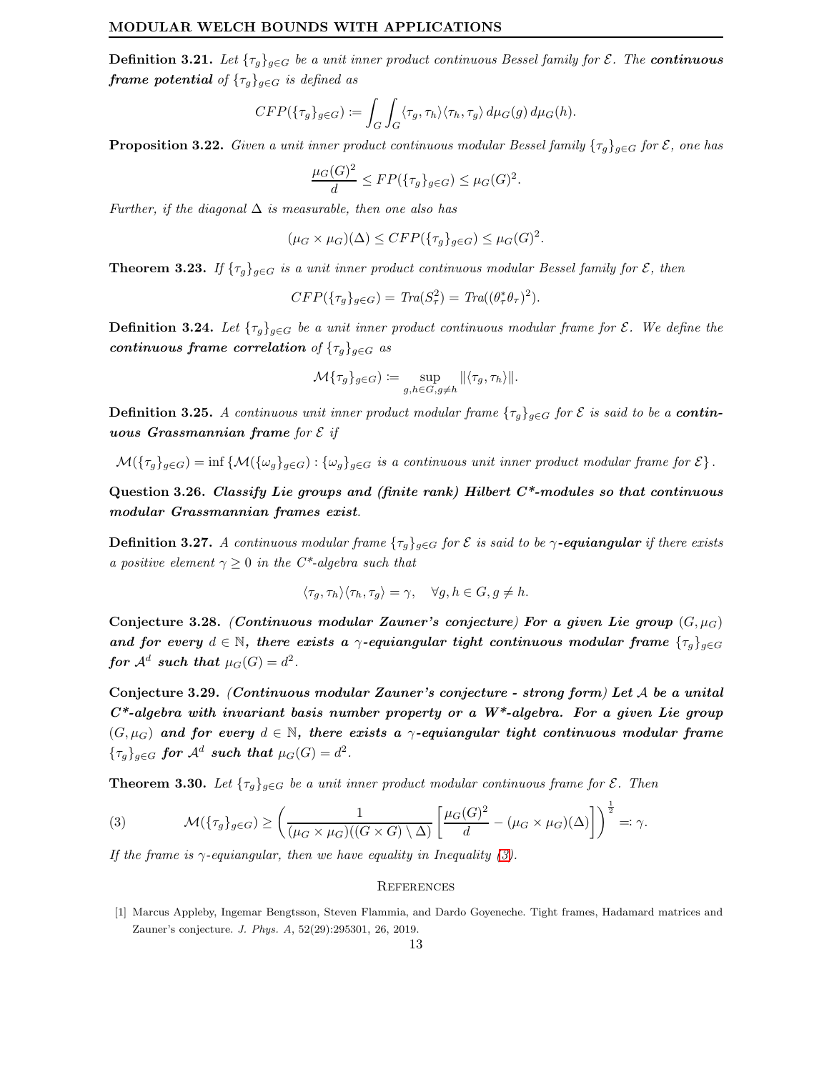**Definition 3.21.** *Let $\{\tau_g\}_{g\in G}$ be a unit inner product continuous Bessel family for $\mathcal{E}$. The* ***continuous frame potential*** *of $\{\tau_g\}_{g\in G}$ is defined as*

$$CFP(\{\tau_g\}_{g\in G}) := \int_G \int_G \langle \tau_g, \tau_h\rangle \langle \tau_h, \tau_g\rangle \, d\mu_G(g)\, d\mu_G(h).$$

**Proposition 3.22.** *Given a unit inner product continuous modular Bessel family $\{\tau_g\}_{g\in G}$ for $\mathcal{E}$, one has*

$$\frac{\mu_G(G)^2}{d} \leq FP(\{\tau_g\}_{g\in G}) \leq \mu_G(G)^2.$$

*Further, if the diagonal $\Delta$ is measurable, then one also has*

$$(\mu_G \times \mu_G)(\Delta) \leq CFP(\{\tau_g\}_{g\in G}) \leq \mu_G(G)^2.$$

**Theorem 3.23.** *If $\{\tau_g\}_{g\in G}$ is a unit inner product continuous modular Bessel family for $\mathcal{E}$, then*

$$CFP(\{\tau_g\}_{g\in G}) = \text{Tra}(S_\tau^2) = \text{Tra}((\theta_\tau^*\theta_\tau)^2).$$

**Definition 3.24.** *Let $\{\tau_g\}_{g\in G}$ be a unit inner product continuous modular frame for $\mathcal{E}$. We define the* ***continuous frame correlation*** *of $\{\tau_g\}_{g\in G}$ as*

$$\mathcal{M}\{\tau_g\}_{g\in G}) := \sup_{g,h\in G, g\neq h} \|\langle \tau_g, \tau_h\rangle\|.$$

**Definition 3.25.** *A continuous unit inner product modular frame $\{\tau_g\}_{g\in G}$ for $\mathcal{E}$ is said to be a* ***continuous Grassmannian frame*** *for $\mathcal{E}$ if*

$$\mathcal{M}(\{\tau_g\}_{g\in G}) = \inf\left\{\mathcal{M}(\{\omega_g\}_{g\in G}) : \{\omega_g\}_{g\in G} \text{ is a continuous unit inner product modular frame for } \mathcal{E}\right\}.$$

**Question 3.26.** ***Classify Lie groups and (finite rank) Hilbert C\*-modules so that continuous modular Grassmannian frames exist.***

**Definition 3.27.** *A continuous modular frame $\{\tau_g\}_{g\in G}$ for $\mathcal{E}$ is said to be* ***$\gamma$-equiangular*** *if there exists a positive element $\gamma \geq 0$ in the C\*-algebra such that*

$$\langle \tau_g, \tau_h\rangle \langle \tau_h, \tau_g\rangle = \gamma, \quad \forall g, h \in G, g \neq h.$$

**Conjecture 3.28.** ***(Continuous modular Zauner's conjecture) For a given Lie group $(G, \mu_G)$ and for every $d \in \mathbb{N}$, there exists a $\gamma$-equiangular tight continuous modular frame $\{\tau_g\}_{g\in G}$ for $\mathcal{A}^d$ such that $\mu_G(G) = d^2$.***

**Conjecture 3.29.** ***(Continuous modular Zauner's conjecture - strong form) Let $\mathcal{A}$ be a unital C\*-algebra with invariant basis number property or a W\*-algebra. For a given Lie group $(G, \mu_G)$ and for every $d \in \mathbb{N}$, there exists a $\gamma$-equiangular tight continuous modular frame $\{\tau_g\}_{g\in G}$ for $\mathcal{A}^d$ such that $\mu_G(G) = d^2$.***

**Theorem 3.30.** *Let $\{\tau_g\}_{g\in G}$ be a unit inner product modular continuous frame for $\mathcal{E}$. Then*

$$\mathcal{M}(\{\tau_g\}_{g\in G}) \geq \left(\frac{1}{(\mu_G \times \mu_G)((G\times G)\setminus \Delta)}\left[\frac{\mu_G(G)^2}{d} - (\mu_G\times\mu_G)(\Delta)\right]\right)^{\frac{1}{2}} =: \gamma. \tag{3}$$

*If the frame is $\gamma$-equiangular, then we have equality in Inequality (3).*

## References

[1] Marcus Appleby, Ingemar Bengtsson, Steven Flammia, and Dardo Goyeneche. Tight frames, Hadamard matrices and Zauner's conjecture. *J. Phys. A*, 52(29):295301, 26, 2019.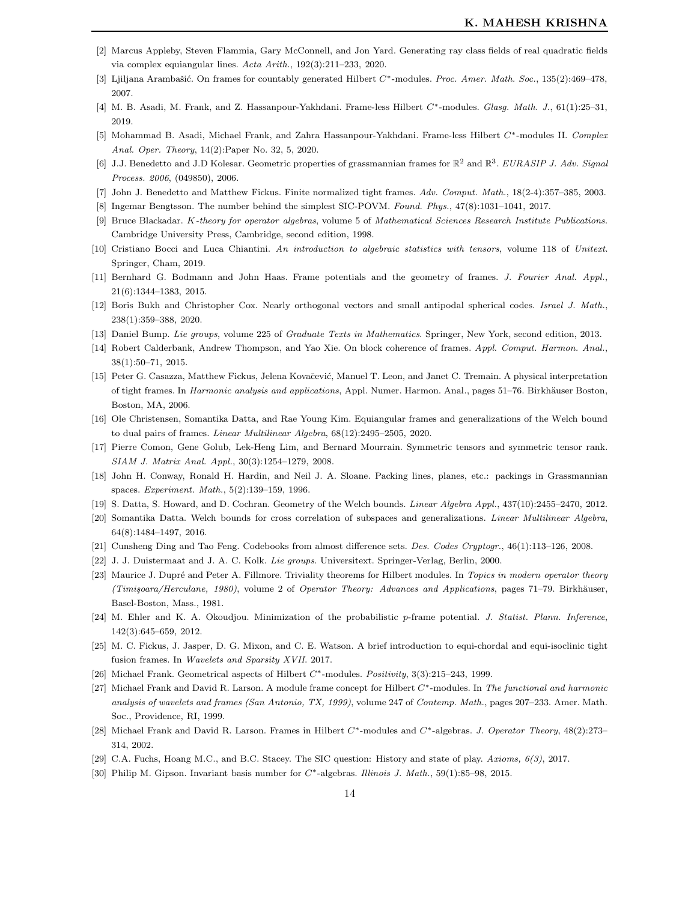[2] Marcus Appleby, Steven Flammia, Gary McConnell, and Jon Yard. Generating ray class fields of real quadratic fields via complex equiangular lines. *Acta Arith.*, 192(3):211–233, 2020.

[3] Ljiljana Arambašić. On frames for countably generated Hilbert $C^*$-modules. *Proc. Amer. Math. Soc.*, 135(2):469–478, 2007.

[4] M. B. Asadi, M. Frank, and Z. Hassanpour-Yakhdani. Frame-less Hilbert $C^*$-modules. *Glasg. Math. J.*, 61(1):25–31, 2019.

[5] Mohammad B. Asadi, Michael Frank, and Zahra Hassanpour-Yakhdani. Frame-less Hilbert $C^*$-modules II. *Complex Anal. Oper. Theory*, 14(2):Paper No. 32, 5, 2020.

[6] J.J. Benedetto and J.D Kolesar. Geometric properties of grassmannian frames for $\mathbb{R}^2$ and $\mathbb{R}^3$. *EURASIP J. Adv. Signal Process. 2006*, (049850), 2006.

[7] John J. Benedetto and Matthew Fickus. Finite normalized tight frames. *Adv. Comput. Math.*, 18(2-4):357–385, 2003.

[8] Ingemar Bengtsson. The number behind the simplest SIC-POVM. *Found. Phys.*, 47(8):1031–1041, 2017.

[9] Bruce Blackadar. *K-theory for operator algebras*, volume 5 of *Mathematical Sciences Research Institute Publications*. Cambridge University Press, Cambridge, second edition, 1998.

[10] Cristiano Bocci and Luca Chiantini. *An introduction to algebraic statistics with tensors*, volume 118 of *Unitext*. Springer, Cham, 2019.

[11] Bernhard G. Bodmann and John Haas. Frame potentials and the geometry of frames. *J. Fourier Anal. Appl.*, 21(6):1344–1383, 2015.

[12] Boris Bukh and Christopher Cox. Nearly orthogonal vectors and small antipodal spherical codes. *Israel J. Math.*, 238(1):359–388, 2020.

[13] Daniel Bump. *Lie groups*, volume 225 of *Graduate Texts in Mathematics*. Springer, New York, second edition, 2013.

[14] Robert Calderbank, Andrew Thompson, and Yao Xie. On block coherence of frames. *Appl. Comput. Harmon. Anal.*, 38(1):50–71, 2015.

[15] Peter G. Casazza, Matthew Fickus, Jelena Kovačević, Manuel T. Leon, and Janet C. Tremain. A physical interpretation of tight frames. In *Harmonic analysis and applications*, Appl. Numer. Harmon. Anal., pages 51–76. Birkhäuser Boston, Boston, MA, 2006.

[16] Ole Christensen, Somantika Datta, and Rae Young Kim. Equiangular frames and generalizations of the Welch bound to dual pairs of frames. *Linear Multilinear Algebra*, 68(12):2495–2505, 2020.

[17] Pierre Comon, Gene Golub, Lek-Heng Lim, and Bernard Mourrain. Symmetric tensors and symmetric tensor rank. *SIAM J. Matrix Anal. Appl.*, 30(3):1254–1279, 2008.

[18] John H. Conway, Ronald H. Hardin, and Neil J. A. Sloane. Packing lines, planes, etc.: packings in Grassmannian spaces. *Experiment. Math.*, 5(2):139–159, 1996.

[19] S. Datta, S. Howard, and D. Cochran. Geometry of the Welch bounds. *Linear Algebra Appl.*, 437(10):2455–2470, 2012.

[20] Somantika Datta. Welch bounds for cross correlation of subspaces and generalizations. *Linear Multilinear Algebra*, 64(8):1484–1497, 2016.

[21] Cunsheng Ding and Tao Feng. Codebooks from almost difference sets. *Des. Codes Cryptogr.*, 46(1):113–126, 2008.

[22] J. J. Duistermaat and J. A. C. Kolk. *Lie groups*. Universitext. Springer-Verlag, Berlin, 2000.

[23] Maurice J. Dupré and Peter A. Fillmore. Triviality theorems for Hilbert modules. In *Topics in modern operator theory (Timişoara/Herculane, 1980)*, volume 2 of *Operator Theory: Advances and Applications*, pages 71–79. Birkhäuser, Basel-Boston, Mass., 1981.

[24] M. Ehler and K. A. Okoudjou. Minimization of the probabilistic $p$-frame potential. *J. Statist. Plann. Inference*, 142(3):645–659, 2012.

[25] M. C. Fickus, J. Jasper, D. G. Mixon, and C. E. Watson. A brief introduction to equi-chordal and equi-isoclinic tight fusion frames. In *Wavelets and Sparsity XVII*. 2017.

[26] Michael Frank. Geometrical aspects of Hilbert $C^*$-modules. *Positivity*, 3(3):215–243, 1999.

[27] Michael Frank and David R. Larson. A module frame concept for Hilbert $C^*$-modules. In *The functional and harmonic analysis of wavelets and frames (San Antonio, TX, 1999)*, volume 247 of *Contemp. Math.*, pages 207–233. Amer. Math. Soc., Providence, RI, 1999.

[28] Michael Frank and David R. Larson. Frames in Hilbert $C^*$-modules and $C^*$-algebras. *J. Operator Theory*, 48(2):273–314, 2002.

[29] C.A. Fuchs, Hoang M.C., and B.C. Stacey. The SIC question: History and state of play. *Axioms, 6(3)*, 2017.

[30] Philip M. Gipson. Invariant basis number for $C^*$-algebras. *Illinois J. Math.*, 59(1):85–98, 2015.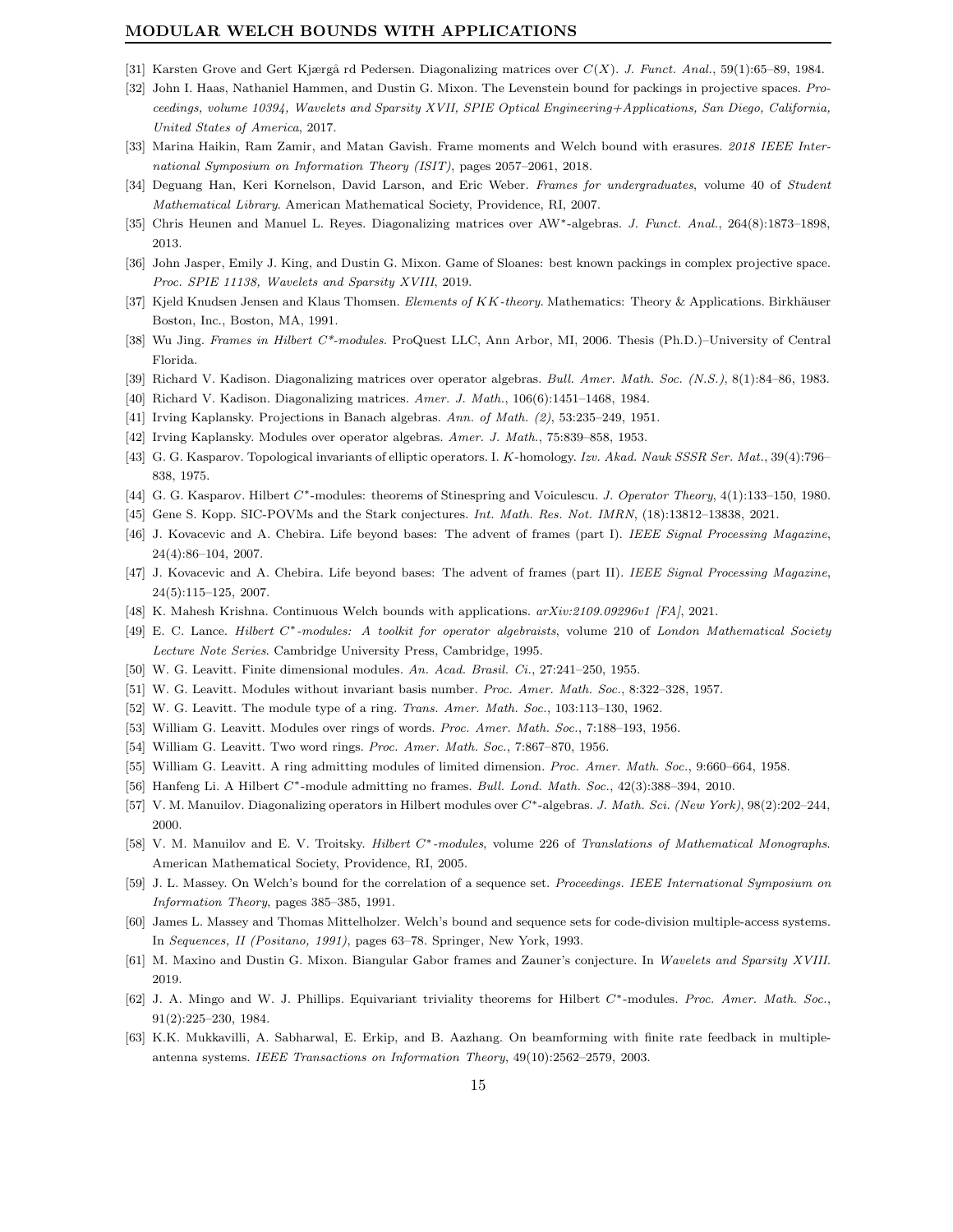[31] Karsten Grove and Gert Kjærgå rd Pedersen. Diagonalizing matrices over $C(X)$. *J. Funct. Anal.*, 59(1):65–89, 1984.

[32] John I. Haas, Nathaniel Hammen, and Dustin G. Mixon. The Levenstein bound for packings in projective spaces. *Proceedings, volume 10394, Wavelets and Sparsity XVII, SPIE Optical Engineering+Applications, San Diego, California, United States of America*, 2017.

[33] Marina Haikin, Ram Zamir, and Matan Gavish. Frame moments and Welch bound with erasures. *2018 IEEE International Symposium on Information Theory (ISIT)*, pages 2057–2061, 2018.

[34] Deguang Han, Keri Kornelson, David Larson, and Eric Weber. *Frames for undergraduates*, volume 40 of *Student Mathematical Library*. American Mathematical Society, Providence, RI, 2007.

[35] Chris Heunen and Manuel L. Reyes. Diagonalizing matrices over AW$^*$-algebras. *J. Funct. Anal.*, 264(8):1873–1898, 2013.

[36] John Jasper, Emily J. King, and Dustin G. Mixon. Game of Sloanes: best known packings in complex projective space. *Proc. SPIE 11138, Wavelets and Sparsity XVIII*, 2019.

[37] Kjeld Knudsen Jensen and Klaus Thomsen. *Elements of KK-theory*. Mathematics: Theory & Applications. Birkhäuser Boston, Inc., Boston, MA, 1991.

[38] Wu Jing. *Frames in Hilbert C\*-modules*. ProQuest LLC, Ann Arbor, MI, 2006. Thesis (Ph.D.)–University of Central Florida.

[39] Richard V. Kadison. Diagonalizing matrices over operator algebras. *Bull. Amer. Math. Soc. (N.S.)*, 8(1):84–86, 1983.

[40] Richard V. Kadison. Diagonalizing matrices. *Amer. J. Math.*, 106(6):1451–1468, 1984.

[41] Irving Kaplansky. Projections in Banach algebras. *Ann. of Math. (2)*, 53:235–249, 1951.

[42] Irving Kaplansky. Modules over operator algebras. *Amer. J. Math.*, 75:839–858, 1953.

[43] G. G. Kasparov. Topological invariants of elliptic operators. I. $K$-homology. *Izv. Akad. Nauk SSSR Ser. Mat.*, 39(4):796–838, 1975.

[44] G. G. Kasparov. Hilbert $C^*$-modules: theorems of Stinespring and Voiculescu. *J. Operator Theory*, 4(1):133–150, 1980.

[45] Gene S. Kopp. SIC-POVMs and the Stark conjectures. *Int. Math. Res. Not. IMRN*, (18):13812–13838, 2021.

[46] J. Kovacevic and A. Chebira. Life beyond bases: The advent of frames (part I). *IEEE Signal Processing Magazine*, 24(4):86–104, 2007.

[47] J. Kovacevic and A. Chebira. Life beyond bases: The advent of frames (part II). *IEEE Signal Processing Magazine*, 24(5):115–125, 2007.

[48] K. Mahesh Krishna. Continuous Welch bounds with applications. *arXiv:2109.09296v1 [FA]*, 2021.

[49] E. C. Lance. *Hilbert $C^*$-modules: A toolkit for operator algebraists*, volume 210 of *London Mathematical Society Lecture Note Series*. Cambridge University Press, Cambridge, 1995.

[50] W. G. Leavitt. Finite dimensional modules. *An. Acad. Brasil. Ci.*, 27:241–250, 1955.

[51] W. G. Leavitt. Modules without invariant basis number. *Proc. Amer. Math. Soc.*, 8:322–328, 1957.

[52] W. G. Leavitt. The module type of a ring. *Trans. Amer. Math. Soc.*, 103:113–130, 1962.

[53] William G. Leavitt. Modules over rings of words. *Proc. Amer. Math. Soc.*, 7:188–193, 1956.

[54] William G. Leavitt. Two word rings. *Proc. Amer. Math. Soc.*, 7:867–870, 1956.

[55] William G. Leavitt. A ring admitting modules of limited dimension. *Proc. Amer. Math. Soc.*, 9:660–664, 1958.

[56] Hanfeng Li. A Hilbert $C^*$-module admitting no frames. *Bull. Lond. Math. Soc.*, 42(3):388–394, 2010.

[57] V. M. Manuilov. Diagonalizing operators in Hilbert modules over $C^*$-algebras. *J. Math. Sci. (New York)*, 98(2):202–244, 2000.

[58] V. M. Manuilov and E. V. Troitsky. *Hilbert $C^*$-modules*, volume 226 of *Translations of Mathematical Monographs*. American Mathematical Society, Providence, RI, 2005.

[59] J. L. Massey. On Welch's bound for the correlation of a sequence set. *Proceedings. IEEE International Symposium on Information Theory*, pages 385–385, 1991.

[60] James L. Massey and Thomas Mittelholzer. Welch's bound and sequence sets for code-division multiple-access systems. In *Sequences, II (Positano, 1991)*, pages 63–78. Springer, New York, 1993.

[61] M. Maxino and Dustin G. Mixon. Biangular Gabor frames and Zauner's conjecture. In *Wavelets and Sparsity XVIII*. 2019.

[62] J. A. Mingo and W. J. Phillips. Equivariant triviality theorems for Hilbert $C^*$-modules. *Proc. Amer. Math. Soc.*, 91(2):225–230, 1984.

[63] K.K. Mukkavilli, A. Sabharwal, E. Erkip, and B. Aazhang. On beamforming with finite rate feedback in multiple-antenna systems. *IEEE Transactions on Information Theory*, 49(10):2562–2579, 2003.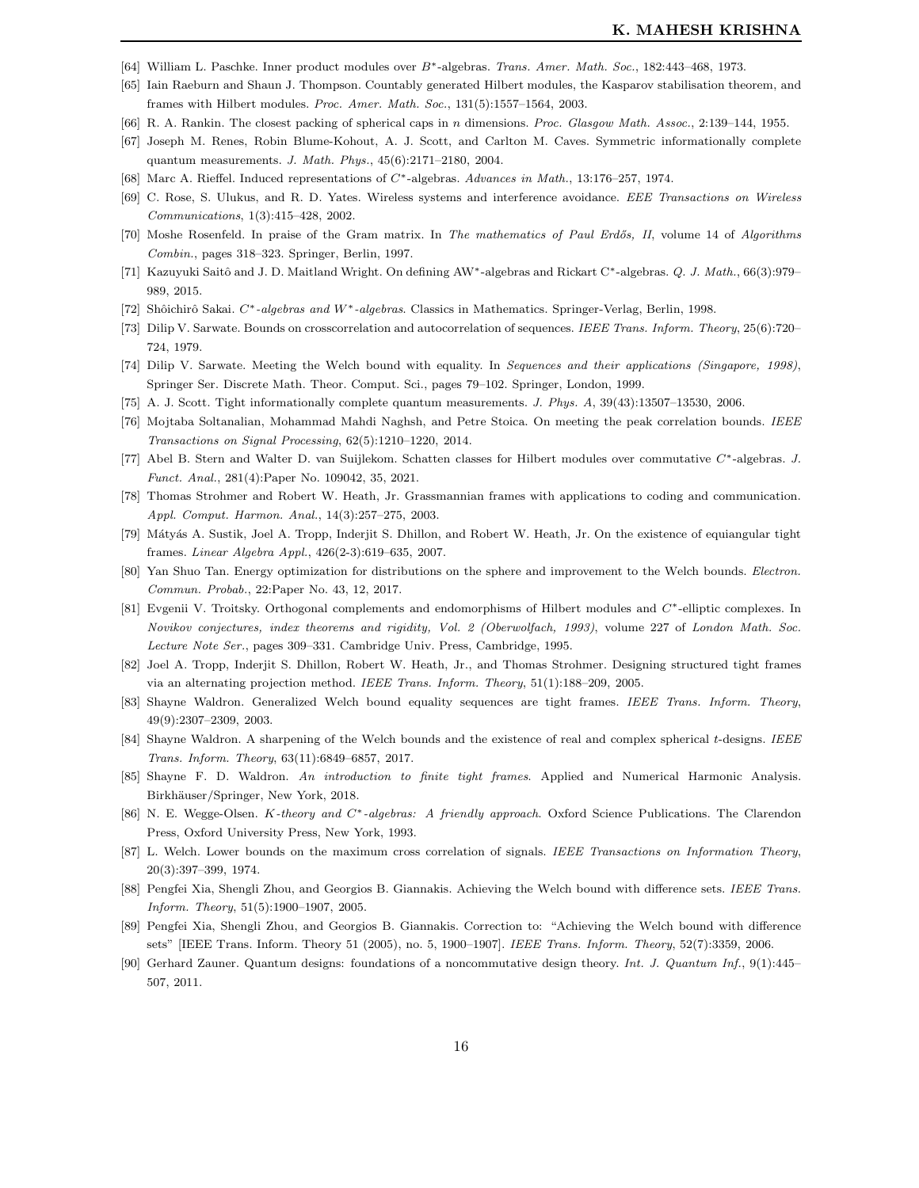[64] William L. Paschke. Inner product modules over $B^*$-algebras. *Trans. Amer. Math. Soc.*, 182:443–468, 1973.

[65] Iain Raeburn and Shaun J. Thompson. Countably generated Hilbert modules, the Kasparov stabilisation theorem, and frames with Hilbert modules. *Proc. Amer. Math. Soc.*, 131(5):1557–1564, 2003.

[66] R. A. Rankin. The closest packing of spherical caps in $n$ dimensions. *Proc. Glasgow Math. Assoc.*, 2:139–144, 1955.

[67] Joseph M. Renes, Robin Blume-Kohout, A. J. Scott, and Carlton M. Caves. Symmetric informationally complete quantum measurements. *J. Math. Phys.*, 45(6):2171–2180, 2004.

[68] Marc A. Rieffel. Induced representations of $C^*$-algebras. *Advances in Math.*, 13:176–257, 1974.

[69] C. Rose, S. Ulukus, and R. D. Yates. Wireless systems and interference avoidance. *EEE Transactions on Wireless Communications*, 1(3):415–428, 2002.

[70] Moshe Rosenfeld. In praise of the Gram matrix. In *The mathematics of Paul Erdős, II*, volume 14 of *Algorithms Combin.*, pages 318–323. Springer, Berlin, 1997.

[71] Kazuyuki Saitô and J. D. Maitland Wright. On defining AW$^*$-algebras and Rickart C$^*$-algebras. *Q. J. Math.*, 66(3):979–989, 2015.

[72] Shôichirô Sakai. *$C^*$-algebras and $W^*$-algebras*. Classics in Mathematics. Springer-Verlag, Berlin, 1998.

[73] Dilip V. Sarwate. Bounds on crosscorrelation and autocorrelation of sequences. *IEEE Trans. Inform. Theory*, 25(6):720–724, 1979.

[74] Dilip V. Sarwate. Meeting the Welch bound with equality. In *Sequences and their applications (Singapore, 1998)*, Springer Ser. Discrete Math. Theor. Comput. Sci., pages 79–102. Springer, London, 1999.

[75] A. J. Scott. Tight informationally complete quantum measurements. *J. Phys. A*, 39(43):13507–13530, 2006.

[76] Mojtaba Soltanalian, Mohammad Mahdi Naghsh, and Petre Stoica. On meeting the peak correlation bounds. *IEEE Transactions on Signal Processing*, 62(5):1210–1220, 2014.

[77] Abel B. Stern and Walter D. van Suijlekom. Schatten classes for Hilbert modules over commutative $C^*$-algebras. *J. Funct. Anal.*, 281(4):Paper No. 109042, 35, 2021.

[78] Thomas Strohmer and Robert W. Heath, Jr. Grassmannian frames with applications to coding and communication. *Appl. Comput. Harmon. Anal.*, 14(3):257–275, 2003.

[79] Mátyás A. Sustik, Joel A. Tropp, Inderjit S. Dhillon, and Robert W. Heath, Jr. On the existence of equiangular tight frames. *Linear Algebra Appl.*, 426(2-3):619–635, 2007.

[80] Yan Shuo Tan. Energy optimization for distributions on the sphere and improvement to the Welch bounds. *Electron. Commun. Probab.*, 22:Paper No. 43, 12, 2017.

[81] Evgenii V. Troitsky. Orthogonal complements and endomorphisms of Hilbert modules and $C^*$-elliptic complexes. In *Novikov conjectures, index theorems and rigidity, Vol. 2 (Oberwolfach, 1993)*, volume 227 of *London Math. Soc. Lecture Note Ser.*, pages 309–331. Cambridge Univ. Press, Cambridge, 1995.

[82] Joel A. Tropp, Inderjit S. Dhillon, Robert W. Heath, Jr., and Thomas Strohmer. Designing structured tight frames via an alternating projection method. *IEEE Trans. Inform. Theory*, 51(1):188–209, 2005.

[83] Shayne Waldron. Generalized Welch bound equality sequences are tight frames. *IEEE Trans. Inform. Theory*, 49(9):2307–2309, 2003.

[84] Shayne Waldron. A sharpening of the Welch bounds and the existence of real and complex spherical $t$-designs. *IEEE Trans. Inform. Theory*, 63(11):6849–6857, 2017.

[85] Shayne F. D. Waldron. *An introduction to finite tight frames*. Applied and Numerical Harmonic Analysis. Birkhäuser/Springer, New York, 2018.

[86] N. E. Wegge-Olsen. *K-theory and $C^*$-algebras: A friendly approach*. Oxford Science Publications. The Clarendon Press, Oxford University Press, New York, 1993.

[87] L. Welch. Lower bounds on the maximum cross correlation of signals. *IEEE Transactions on Information Theory*, 20(3):397–399, 1974.

[88] Pengfei Xia, Shengli Zhou, and Georgios B. Giannakis. Achieving the Welch bound with difference sets. *IEEE Trans. Inform. Theory*, 51(5):1900–1907, 2005.

[89] Pengfei Xia, Shengli Zhou, and Georgios B. Giannakis. Correction to: "Achieving the Welch bound with difference sets" [IEEE Trans. Inform. Theory 51 (2005), no. 5, 1900–1907]. *IEEE Trans. Inform. Theory*, 52(7):3359, 2006.

[90] Gerhard Zauner. Quantum designs: foundations of a noncommutative design theory. *Int. J. Quantum Inf.*, 9(1):445–507, 2011.